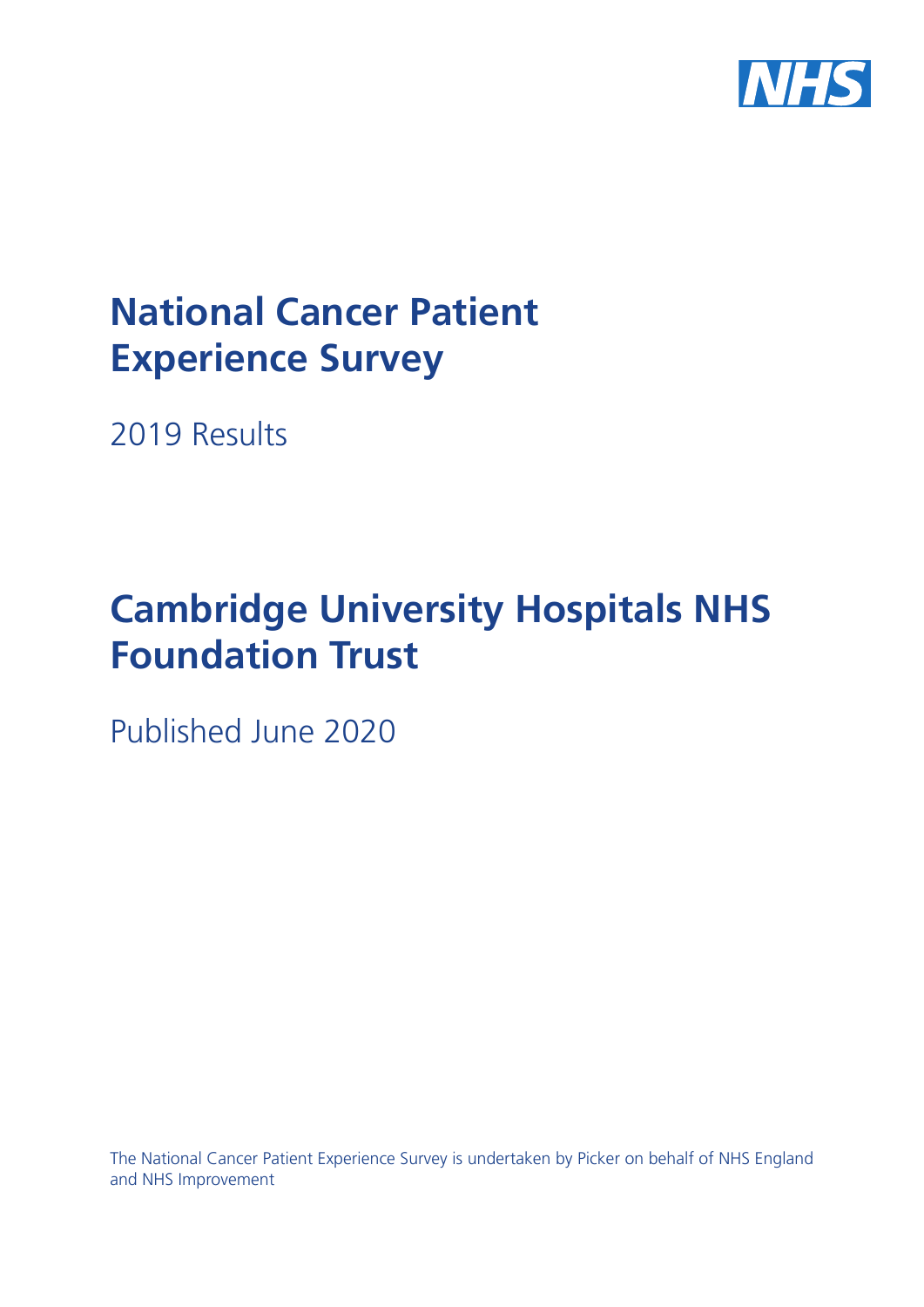NHS

# National Cancer Patient Experience Survey

2019 Results

# Cambridge University Hospitals NHS Foundation Trust

Published June 2020

The National Cancer Patient Experience Survey is undertaken by Picker on behalf of NHS England and NHS Improvement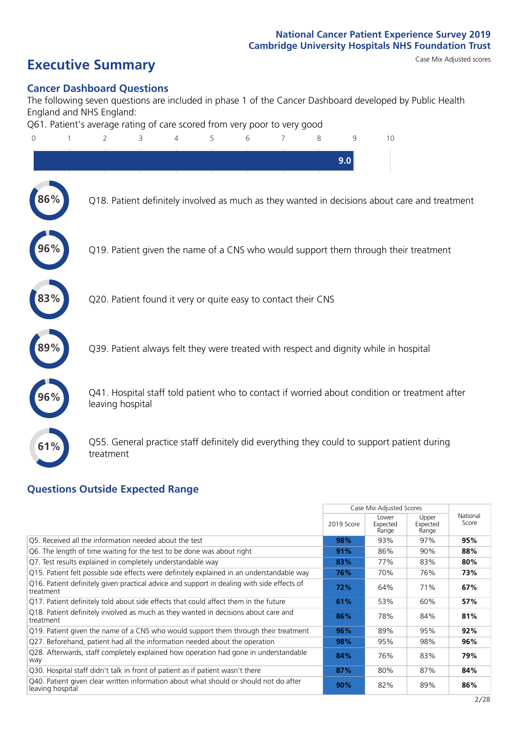National Cancer Patient Experience Survey 2019
Cambridge University Hospitals NHS Foundation Trust

# Executive Summary

Case Mix Adjusted scores

## Cancer Dashboard Questions

The following seven questions are included in phase 1 of the Cancer Dashboard developed by Public Health England and NHS England:

Q61. Patient's average rating of care scored from very poor to very good

**9.0**

- **86%** Q18. Patient definitely involved as much as they wanted in decisions about care and treatment
- **96%** Q19. Patient given the name of a CNS who would support them through their treatment
- **83%** Q20. Patient found it very or quite easy to contact their CNS
- **89%** Q39. Patient always felt they were treated with respect and dignity while in hospital
- **96%** Q41. Hospital staff told patient who to contact if worried about condition or treatment after leaving hospital
- **61%** Q55. General practice staff definitely did everything they could to support patient during treatment

## Questions Outside Expected Range

| | Case Mix Adjusted Scores | | | National Score |
|---|---|---|---|---|
| | 2019 Score | Lower Expected Range | Upper Expected Range | |
| Q5. Received all the information needed about the test | **98%** | 93% | 97% | **95%** |
| Q6. The length of time waiting for the test to be done was about right | **91%** | 86% | 90% | **88%** |
| Q7. Test results explained in completely understandable way | **83%** | 77% | 83% | **80%** |
| Q15. Patient felt possible side effects were definitely explained in an understandable way | **76%** | 70% | 76% | **73%** |
| Q16. Patient definitely given practical advice and support in dealing with side effects of treatment | **72%** | 64% | 71% | **67%** |
| Q17. Patient definitely told about side effects that could affect them in the future | **61%** | 53% | 60% | **57%** |
| Q18. Patient definitely involved as much as they wanted in decisions about care and treatment | **86%** | 78% | 84% | **81%** |
| Q19. Patient given the name of a CNS who would support them through their treatment | **96%** | 89% | 95% | **92%** |
| Q27. Beforehand, patient had all the information needed about the operation | **98%** | 95% | 98% | **96%** |
| Q28. Afterwards, staff completely explained how operation had gone in understandable way | **84%** | 76% | 83% | **79%** |
| Q30. Hospital staff didn't talk in front of patient as if patient wasn't there | **87%** | 80% | 87% | **84%** |
| Q40. Patient given clear written information about what should or should not do after leaving hospital | **90%** | 82% | 89% | **86%** |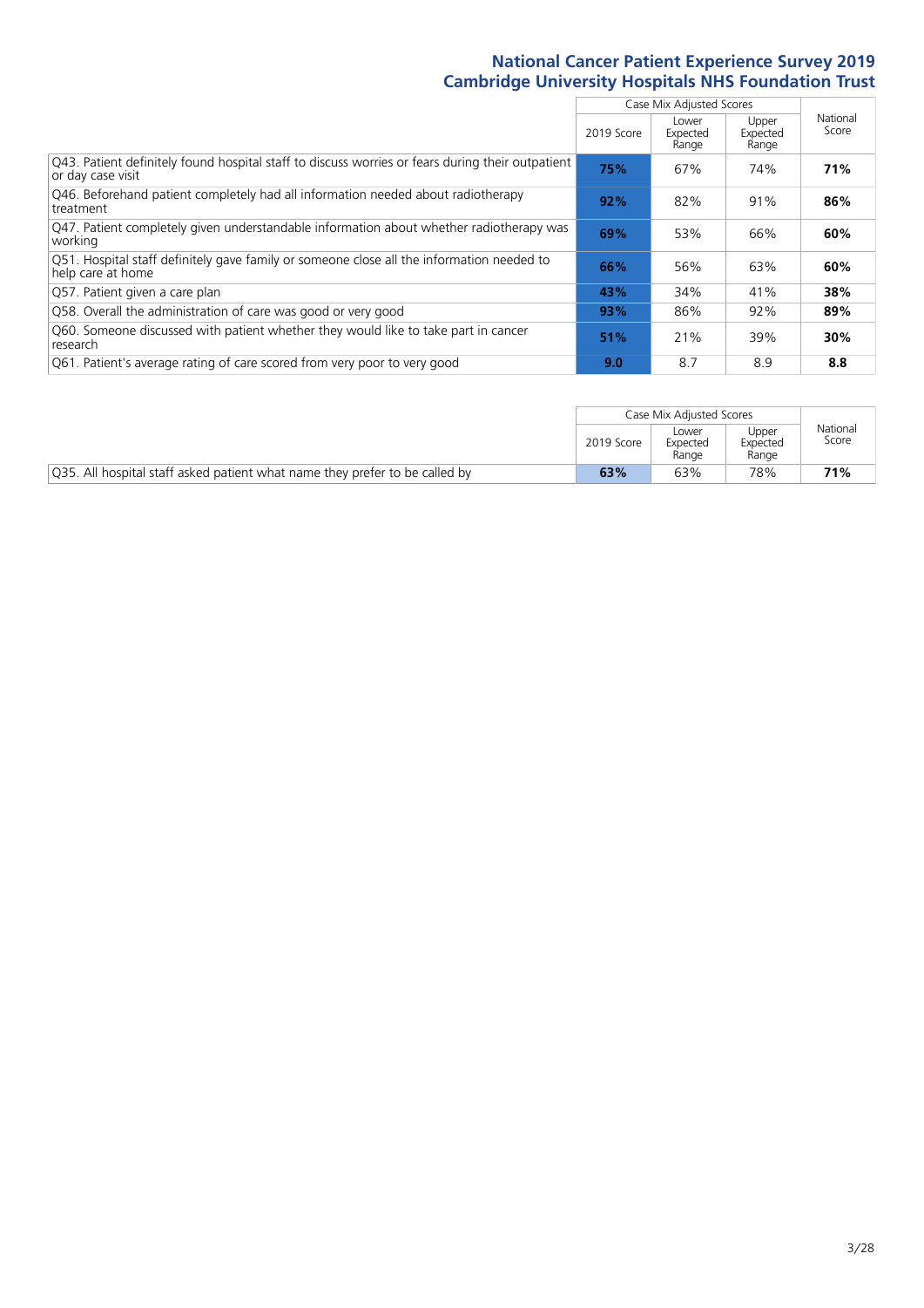# National Cancer Patient Experience Survey 2019
## Cambridge University Hospitals NHS Foundation Trust

| | Case Mix Adjusted Scores | | | National Score |
|---|---|---|---|---|
| | 2019 Score | Lower Expected Range | Upper Expected Range | |
| Q43. Patient definitely found hospital staff to discuss worries or fears during their outpatient or day case visit | **75%** | 67% | 74% | **71%** |
| Q46. Beforehand patient completely had all information needed about radiotherapy treatment | **92%** | 82% | 91% | **86%** |
| Q47. Patient completely given understandable information about whether radiotherapy was working | **69%** | 53% | 66% | **60%** |
| Q51. Hospital staff definitely gave family or someone close all the information needed to help care at home | **66%** | 56% | 63% | **60%** |
| Q57. Patient given a care plan | **43%** | 34% | 41% | **38%** |
| Q58. Overall the administration of care was good or very good | **93%** | 86% | 92% | **89%** |
| Q60. Someone discussed with patient whether they would like to take part in cancer research | **51%** | 21% | 39% | **30%** |
| Q61. Patient's average rating of care scored from very poor to very good | **9.0** | 8.7 | 8.9 | **8.8** |

| | Case Mix Adjusted Scores | | | National Score |
|---|---|---|---|---|
| | 2019 Score | Lower Expected Range | Upper Expected Range | |
| Q35. All hospital staff asked patient what name they prefer to be called by | **63%** | 63% | 78% | **71%** |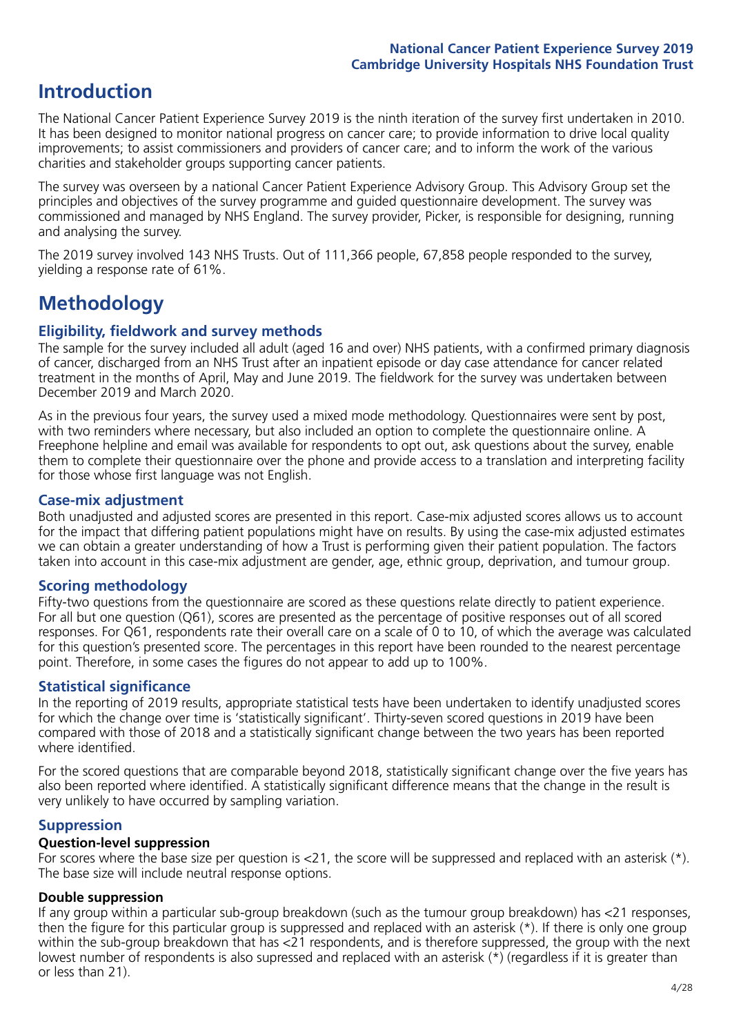# Introduction

The National Cancer Patient Experience Survey 2019 is the ninth iteration of the survey first undertaken in 2010. It has been designed to monitor national progress on cancer care; to provide information to drive local quality improvements; to assist commissioners and providers of cancer care; and to inform the work of the various charities and stakeholder groups supporting cancer patients.

The survey was overseen by a national Cancer Patient Experience Advisory Group. This Advisory Group set the principles and objectives of the survey programme and guided questionnaire development. The survey was commissioned and managed by NHS England. The survey provider, Picker, is responsible for designing, running and analysing the survey.

The 2019 survey involved 143 NHS Trusts. Out of 111,366 people, 67,858 people responded to the survey, yielding a response rate of 61%.

# Methodology

## Eligibility, fieldwork and survey methods

The sample for the survey included all adult (aged 16 and over) NHS patients, with a confirmed primary diagnosis of cancer, discharged from an NHS Trust after an inpatient episode or day case attendance for cancer related treatment in the months of April, May and June 2019. The fieldwork for the survey was undertaken between December 2019 and March 2020.

As in the previous four years, the survey used a mixed mode methodology. Questionnaires were sent by post, with two reminders where necessary, but also included an option to complete the questionnaire online. A Freephone helpline and email was available for respondents to opt out, ask questions about the survey, enable them to complete their questionnaire over the phone and provide access to a translation and interpreting facility for those whose first language was not English.

## Case-mix adjustment

Both unadjusted and adjusted scores are presented in this report. Case-mix adjusted scores allows us to account for the impact that differing patient populations might have on results. By using the case-mix adjusted estimates we can obtain a greater understanding of how a Trust is performing given their patient population. The factors taken into account in this case-mix adjustment are gender, age, ethnic group, deprivation, and tumour group.

## Scoring methodology

Fifty-two questions from the questionnaire are scored as these questions relate directly to patient experience. For all but one question (Q61), scores are presented as the percentage of positive responses out of all scored responses. For Q61, respondents rate their overall care on a scale of 0 to 10, of which the average was calculated for this question's presented score. The percentages in this report have been rounded to the nearest percentage point. Therefore, in some cases the figures do not appear to add up to 100%.

## Statistical significance

In the reporting of 2019 results, appropriate statistical tests have been undertaken to identify unadjusted scores for which the change over time is 'statistically significant'. Thirty-seven scored questions in 2019 have been compared with those of 2018 and a statistically significant change between the two years has been reported where identified.

For the scored questions that are comparable beyond 2018, statistically significant change over the five years has also been reported where identified. A statistically significant difference means that the change in the result is very unlikely to have occurred by sampling variation.

## Suppression

### Question-level suppression

For scores where the base size per question is <21, the score will be suppressed and replaced with an asterisk (*). The base size will include neutral response options.

### Double suppression

If any group within a particular sub-group breakdown (such as the tumour group breakdown) has <21 responses, then the figure for this particular group is suppressed and replaced with an asterisk (*). If there is only one group within the sub-group breakdown that has <21 respondents, and is therefore suppressed, the group with the next lowest number of respondents is also supressed and replaced with an asterisk (*) (regardless if it is greater than or less than 21).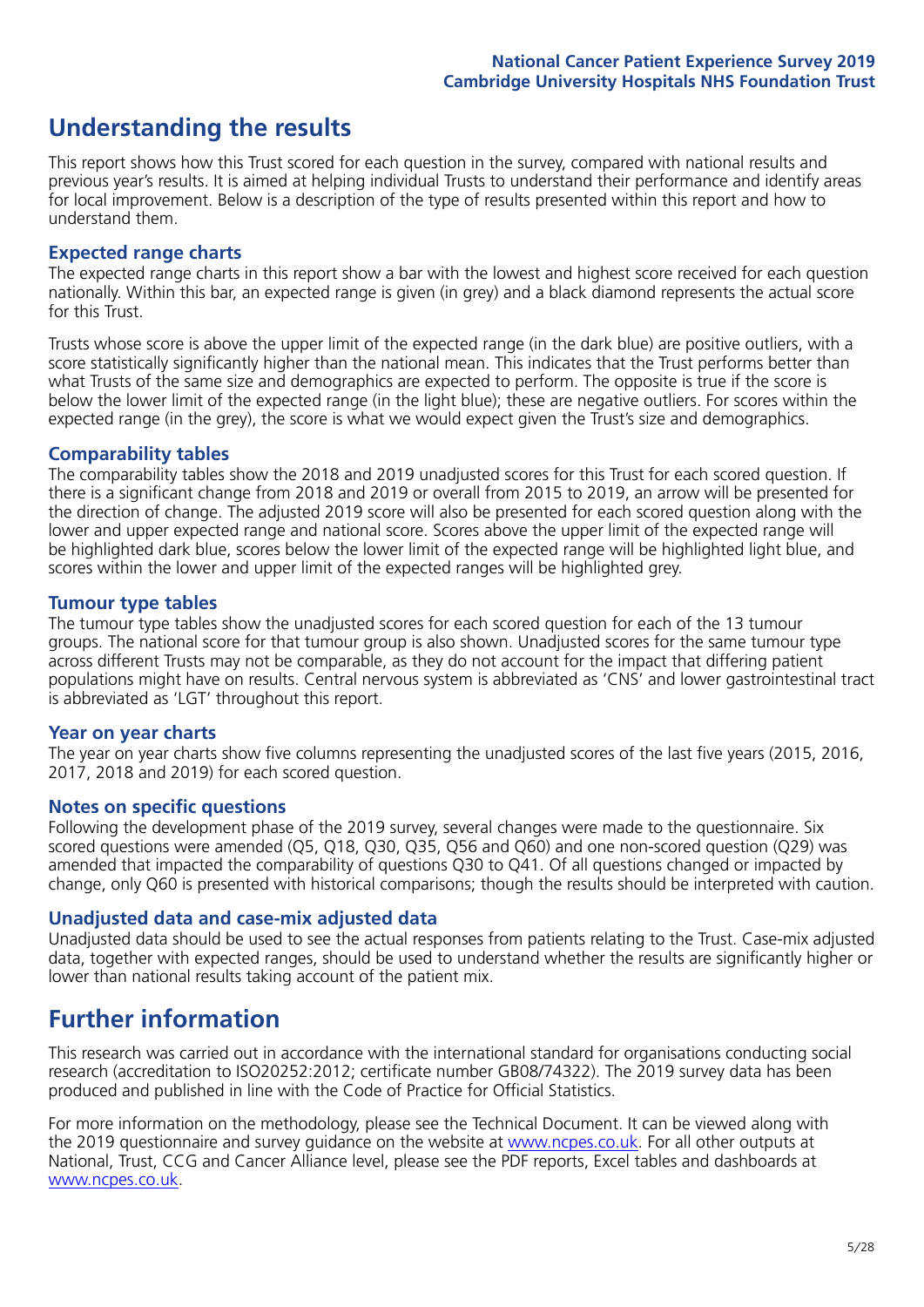# Understanding the results

This report shows how this Trust scored for each question in the survey, compared with national results and previous year's results. It is aimed at helping individual Trusts to understand their performance and identify areas for local improvement. Below is a description of the type of results presented within this report and how to understand them.

## Expected range charts

The expected range charts in this report show a bar with the lowest and highest score received for each question nationally. Within this bar, an expected range is given (in grey) and a black diamond represents the actual score for this Trust.

Trusts whose score is above the upper limit of the expected range (in the dark blue) are positive outliers, with a score statistically significantly higher than the national mean. This indicates that the Trust performs better than what Trusts of the same size and demographics are expected to perform. The opposite is true if the score is below the lower limit of the expected range (in the light blue); these are negative outliers. For scores within the expected range (in the grey), the score is what we would expect given the Trust's size and demographics.

## Comparability tables

The comparability tables show the 2018 and 2019 unadjusted scores for this Trust for each scored question. If there is a significant change from 2018 and 2019 or overall from 2015 to 2019, an arrow will be presented for the direction of change. The adjusted 2019 score will also be presented for each scored question along with the lower and upper expected range and national score. Scores above the upper limit of the expected range will be highlighted dark blue, scores below the lower limit of the expected range will be highlighted light blue, and scores within the lower and upper limit of the expected ranges will be highlighted grey.

## Tumour type tables

The tumour type tables show the unadjusted scores for each scored question for each of the 13 tumour groups. The national score for that tumour group is also shown. Unadjusted scores for the same tumour type across different Trusts may not be comparable, as they do not account for the impact that differing patient populations might have on results. Central nervous system is abbreviated as 'CNS' and lower gastrointestinal tract is abbreviated as 'LGT' throughout this report.

## Year on year charts

The year on year charts show five columns representing the unadjusted scores of the last five years (2015, 2016, 2017, 2018 and 2019) for each scored question.

## Notes on specific questions

Following the development phase of the 2019 survey, several changes were made to the questionnaire. Six scored questions were amended (Q5, Q18, Q30, Q35, Q56 and Q60) and one non-scored question (Q29) was amended that impacted the comparability of questions Q30 to Q41. Of all questions changed or impacted by change, only Q60 is presented with historical comparisons; though the results should be interpreted with caution.

## Unadjusted data and case-mix adjusted data

Unadjusted data should be used to see the actual responses from patients relating to the Trust. Case-mix adjusted data, together with expected ranges, should be used to understand whether the results are significantly higher or lower than national results taking account of the patient mix.

# Further information

This research was carried out in accordance with the international standard for organisations conducting social research (accreditation to ISO20252:2012; certificate number GB08/74322). The 2019 survey data has been produced and published in line with the Code of Practice for Official Statistics.

For more information on the methodology, please see the Technical Document. It can be viewed along with the 2019 questionnaire and survey guidance on the website at www.ncpes.co.uk. For all other outputs at National, Trust, CCG and Cancer Alliance level, please see the PDF reports, Excel tables and dashboards at www.ncpes.co.uk.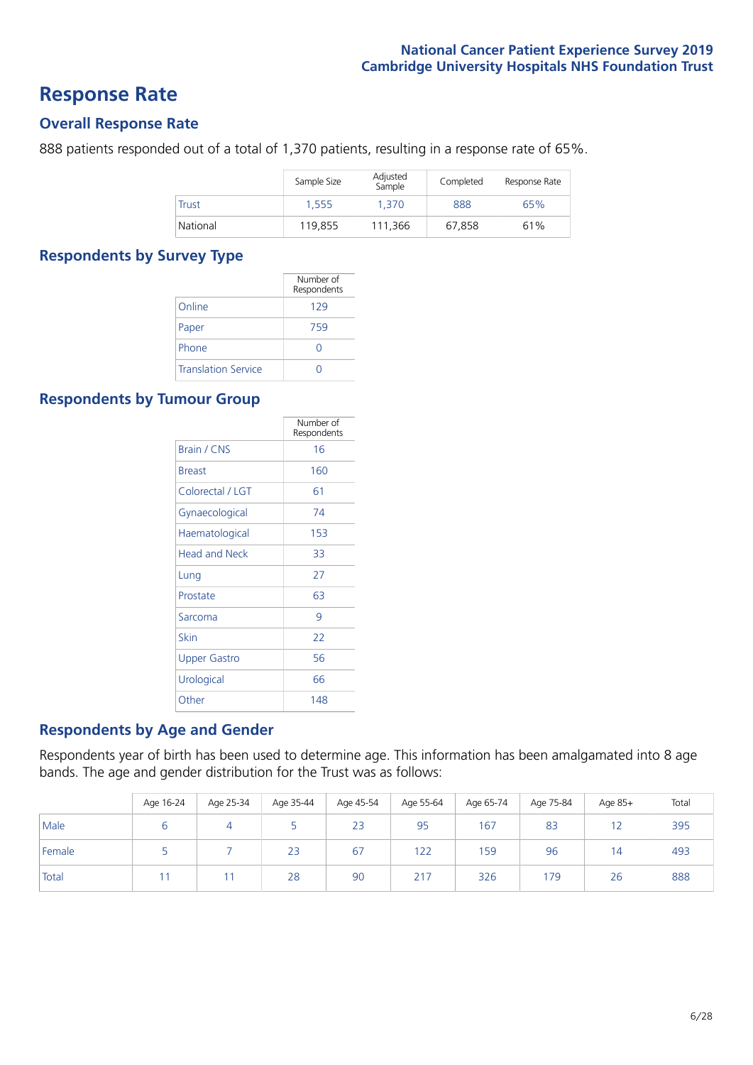# Response Rate

## Overall Response Rate

888 patients responded out of a total of 1,370 patients, resulting in a response rate of 65%.

| | Sample Size | Adjusted Sample | Completed | Response Rate |
|---|---|---|---|---|
| Trust | 1,555 | 1,370 | 888 | 65% |
| National | 119,855 | 111,366 | 67,858 | 61% |

## Respondents by Survey Type

| | Number of Respondents |
|---|---|
| Online | 129 |
| Paper | 759 |
| Phone | 0 |
| Translation Service | 0 |

## Respondents by Tumour Group

| | Number of Respondents |
|---|---|
| Brain / CNS | 16 |
| Breast | 160 |
| Colorectal / LGT | 61 |
| Gynaecological | 74 |
| Haematological | 153 |
| Head and Neck | 33 |
| Lung | 27 |
| Prostate | 63 |
| Sarcoma | 9 |
| Skin | 22 |
| Upper Gastro | 56 |
| Urological | 66 |
| Other | 148 |

## Respondents by Age and Gender

Respondents year of birth has been used to determine age. This information has been amalgamated into 8 age bands. The age and gender distribution for the Trust was as follows:

| | Age 16-24 | Age 25-34 | Age 35-44 | Age 45-54 | Age 55-64 | Age 65-74 | Age 75-84 | Age 85+ | Total |
|---|---|---|---|---|---|---|---|---|---|
| Male | 6 | 4 | 5 | 23 | 95 | 167 | 83 | 12 | 395 |
| Female | 5 | 7 | 23 | 67 | 122 | 159 | 96 | 14 | 493 |
| Total | 11 | 11 | 28 | 90 | 217 | 326 | 179 | 26 | 888 |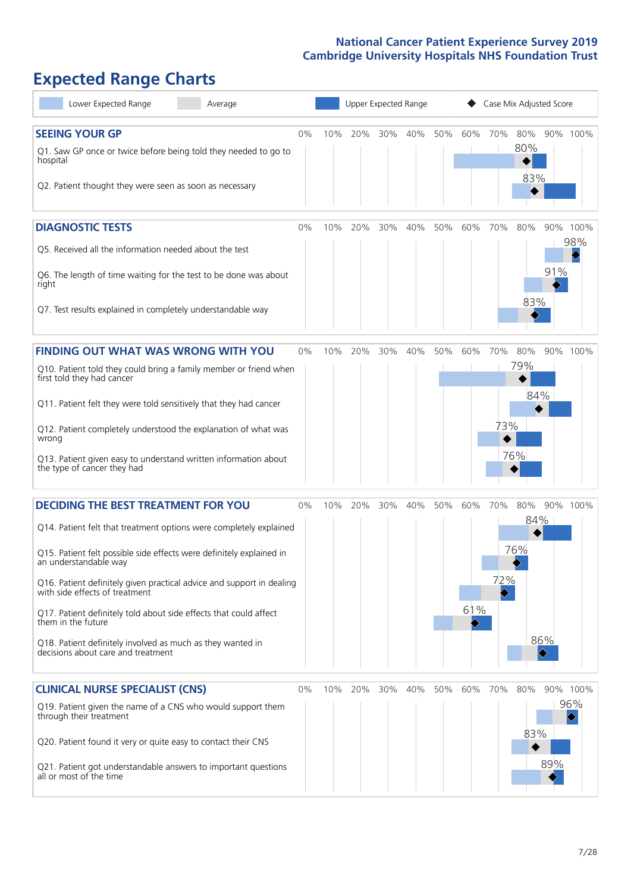# Expected Range Charts

Lower Expected Range | Average | Upper Expected Range | Case Mix Adjusted Score

## SEEING YOUR GP

| Question | Score |
|---|---|
| Q1. Saw GP once or twice before being told they needed to go to hospital | 80% |
| Q2. Patient thought they were seen as soon as necessary | 83% |

## DIAGNOSTIC TESTS

| Question | Score |
|---|---|
| Q5. Received all the information needed about the test | 98% |
| Q6. The length of time waiting for the test to be done was about right | 91% |
| Q7. Test results explained in completely understandable way | 83% |

## FINDING OUT WHAT WAS WRONG WITH YOU

| Question | Score |
|---|---|
| Q10. Patient told they could bring a family member or friend when first told they had cancer | 79% |
| Q11. Patient felt they were told sensitively that they had cancer | 84% |
| Q12. Patient completely understood the explanation of what was wrong | 73% |
| Q13. Patient given easy to understand written information about the type of cancer they had | 76% |

## DECIDING THE BEST TREATMENT FOR YOU

| Question | Score |
|---|---|
| Q14. Patient felt that treatment options were completely explained | 84% |
| Q15. Patient felt possible side effects were definitely explained in an understandable way | 76% |
| Q16. Patient definitely given practical advice and support in dealing with side effects of treatment | 72% |
| Q17. Patient definitely told about side effects that could affect them in the future | 61% |
| Q18. Patient definitely involved as much as they wanted in decisions about care and treatment | 86% |

## CLINICAL NURSE SPECIALIST (CNS)

| Question | Score |
|---|---|
| Q19. Patient given the name of a CNS who would support them through their treatment | 96% |
| Q20. Patient found it very or quite easy to contact their CNS | 83% |
| Q21. Patient got understandable answers to important questions all or most of the time | 89% |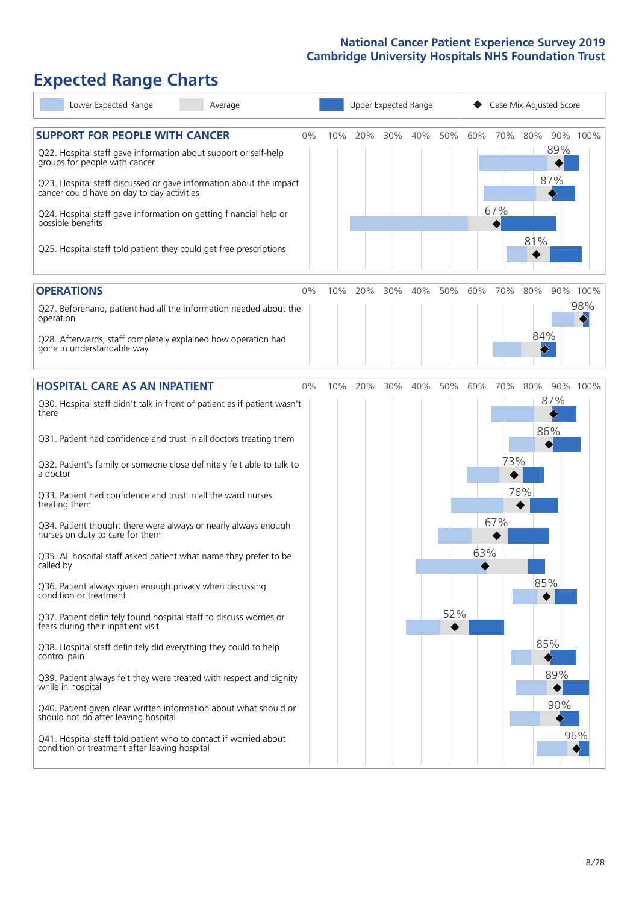# Expected Range Charts

Lower Expected Range | Average | Upper Expected Range | ◆ Case Mix Adjusted Score

## SUPPORT FOR PEOPLE WITH CANCER

| Question | Case Mix Adjusted Score |
|---|---|
| Q22. Hospital staff gave information about support or self-help groups for people with cancer | 89% |
| Q23. Hospital staff discussed or gave information about the impact cancer could have on day to day activities | 87% |
| Q24. Hospital staff gave information on getting financial help or possible benefits | 67% |
| Q25. Hospital staff told patient they could get free prescriptions | 81% |

## OPERATIONS

| Question | Case Mix Adjusted Score |
|---|---|
| Q27. Beforehand, patient had all the information needed about the operation | 98% |
| Q28. Afterwards, staff completely explained how operation had gone in understandable way | 84% |

## HOSPITAL CARE AS AN INPATIENT

| Question | Case Mix Adjusted Score |
|---|---|
| Q30. Hospital staff didn't talk in front of patient as if patient wasn't there | 87% |
| Q31. Patient had confidence and trust in all doctors treating them | 86% |
| Q32. Patient's family or someone close definitely felt able to talk to a doctor | 73% |
| Q33. Patient had confidence and trust in all the ward nurses treating them | 76% |
| Q34. Patient thought there were always or nearly always enough nurses on duty to care for them | 67% |
| Q35. All hospital staff asked patient what name they prefer to be called by | 63% |
| Q36. Patient always given enough privacy when discussing condition or treatment | 85% |
| Q37. Patient definitely found hospital staff to discuss worries or fears during their inpatient visit | 52% |
| Q38. Hospital staff definitely did everything they could to help control pain | 85% |
| Q39. Patient always felt they were treated with respect and dignity while in hospital | 89% |
| Q40. Patient given clear written information about what should or should not do after leaving hospital | 90% |
| Q41. Hospital staff told patient who to contact if worried about condition or treatment after leaving hospital | 96% |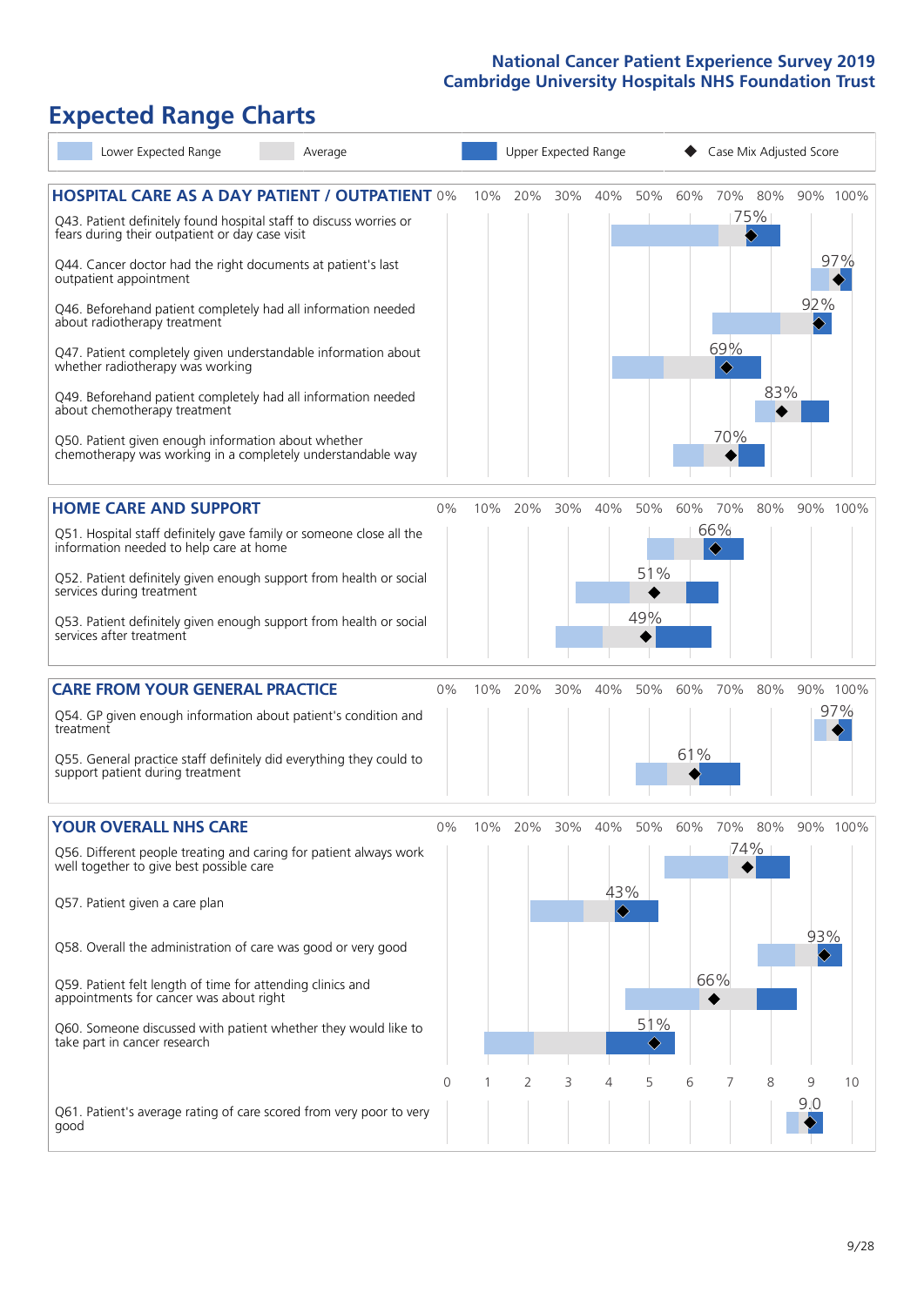# Expected Range Charts

Lower Expected Range | Average | Upper Expected Range | Case Mix Adjusted Score

## HOSPITAL CARE AS A DAY PATIENT / OUTPATIENT

| Question | Case Mix Adjusted Score |
| --- | --- |
| Q43. Patient definitely found hospital staff to discuss worries or fears during their outpatient or day case visit | 75% |
| Q44. Cancer doctor had the right documents at patient's last outpatient appointment | 97% |
| Q46. Beforehand patient completely had all information needed about radiotherapy treatment | 92% |
| Q47. Patient completely given understandable information about whether radiotherapy was working | 69% |
| Q49. Beforehand patient completely had all information needed about chemotherapy treatment | 83% |
| Q50. Patient given enough information about whether chemotherapy was working in a completely understandable way | 70% |

## HOME CARE AND SUPPORT

| Question | Case Mix Adjusted Score |
| --- | --- |
| Q51. Hospital staff definitely gave family or someone close all the information needed to help care at home | 66% |
| Q52. Patient definitely given enough support from health or social services during treatment | 51% |
| Q53. Patient definitely given enough support from health or social services after treatment | 49% |

## CARE FROM YOUR GENERAL PRACTICE

| Question | Case Mix Adjusted Score |
| --- | --- |
| Q54. GP given enough information about patient's condition and treatment | 97% |
| Q55. General practice staff definitely did everything they could to support patient during treatment | 61% |

## YOUR OVERALL NHS CARE

| Question | Case Mix Adjusted Score |
| --- | --- |
| Q56. Different people treating and caring for patient always work well together to give best possible care | 74% |
| Q57. Patient given a care plan | 43% |
| Q58. Overall the administration of care was good or very good | 93% |
| Q59. Patient felt length of time for attending clinics and appointments for cancer was about right | 66% |
| Q60. Someone discussed with patient whether they would like to take part in cancer research | 51% |
| Q61. Patient's average rating of care scored from very poor to very good | 9.0 |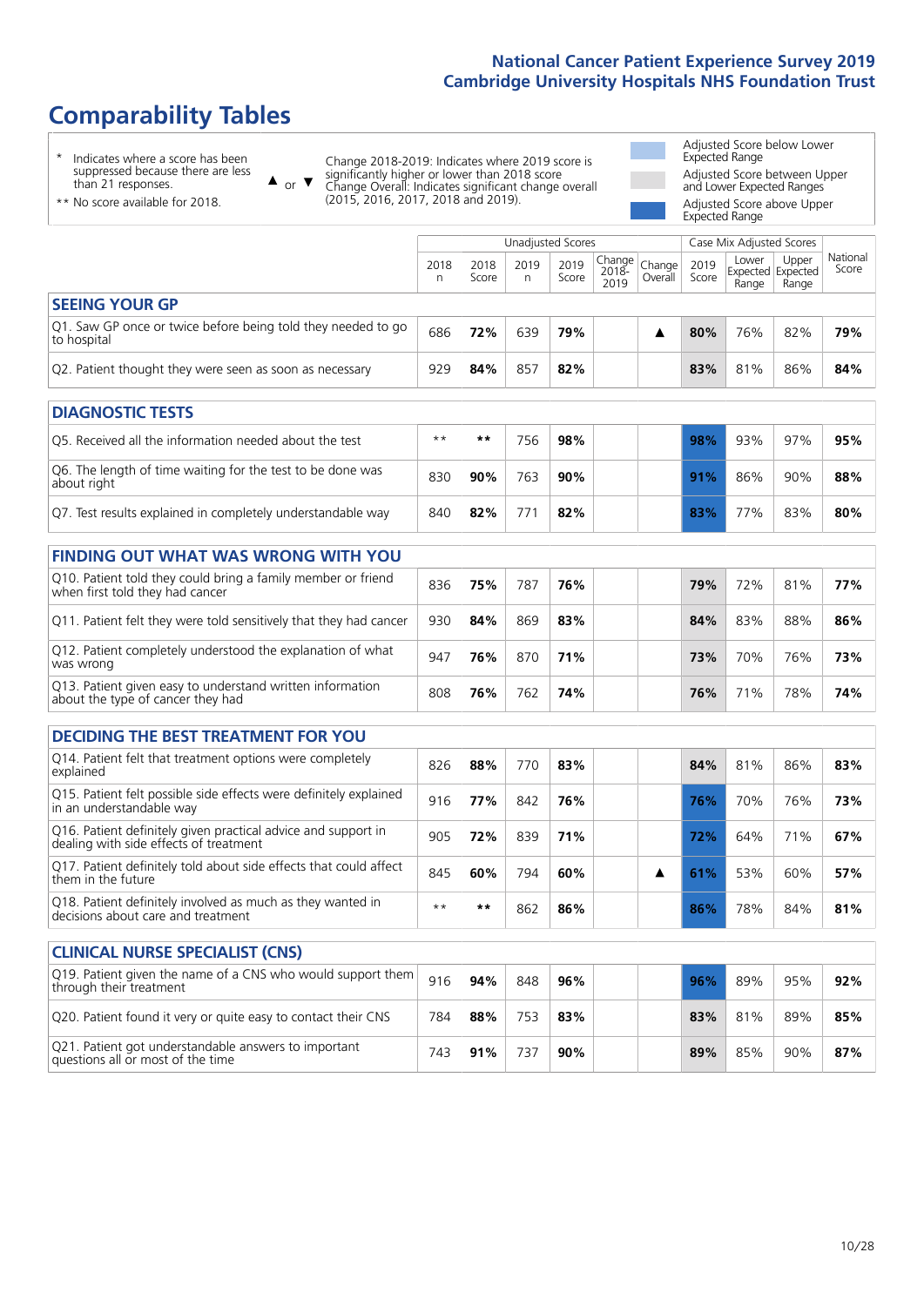# Comparability Tables

- \* Indicates where a score has been suppressed because there are less than 21 responses.
- \*\* No score available for 2018.

▲ or ▼ Change 2018-2019: Indicates where 2019 score is significantly higher or lower than 2018 score. Change Overall: Indicates significant change overall (2015, 2016, 2017, 2018 and 2019).

- Adjusted Score below Lower Expected Range
- Adjusted Score between Upper and Lower Expected Ranges
- Adjusted Score above Upper Expected Range

| | Unadjusted Scores | | | | | | Case Mix Adjusted Scores | | | |
|---|---|---|---|---|---|---|---|---|---|---|
| | 2018 n | 2018 Score | 2019 n | 2019 Score | Change 2018-2019 | Change Overall | 2019 Score | Lower Expected Range | Upper Expected Range | National Score |
| **SEEING YOUR GP** | | | | | | | | | | |
| Q1. Saw GP once or twice before being told they needed to go to hospital | 686 | **72%** | 639 | **79%** | | ▲ | **80%** | 76% | 82% | **79%** |
| Q2. Patient thought they were seen as soon as necessary | 929 | **84%** | 857 | **82%** | | | **83%** | 81% | 86% | **84%** |
| **DIAGNOSTIC TESTS** | | | | | | | | | | |
| Q5. Received all the information needed about the test | ** | ** | 756 | **98%** | | | **98%** | 93% | 97% | **95%** |
| Q6. The length of time waiting for the test to be done was about right | 830 | **90%** | 763 | **90%** | | | **91%** | 86% | 90% | **88%** |
| Q7. Test results explained in completely understandable way | 840 | **82%** | 771 | **82%** | | | **83%** | 77% | 83% | **80%** |
| **FINDING OUT WHAT WAS WRONG WITH YOU** | | | | | | | | | | |
| Q10. Patient told they could bring a family member or friend when first told they had cancer | 836 | **75%** | 787 | **76%** | | | **79%** | 72% | 81% | **77%** |
| Q11. Patient felt they were told sensitively that they had cancer | 930 | **84%** | 869 | **83%** | | | **84%** | 83% | 88% | **86%** |
| Q12. Patient completely understood the explanation of what was wrong | 947 | **76%** | 870 | **71%** | | | **73%** | 70% | 76% | **73%** |
| Q13. Patient given easy to understand written information about the type of cancer they had | 808 | **76%** | 762 | **74%** | | | **76%** | 71% | 78% | **74%** |
| **DECIDING THE BEST TREATMENT FOR YOU** | | | | | | | | | | |
| Q14. Patient felt that treatment options were completely explained | 826 | **88%** | 770 | **83%** | | | **84%** | 81% | 86% | **83%** |
| Q15. Patient felt possible side effects were definitely explained in an understandable way | 916 | **77%** | 842 | **76%** | | | **76%** | 70% | 76% | **73%** |
| Q16. Patient definitely given practical advice and support in dealing with side effects of treatment | 905 | **72%** | 839 | **71%** | | | **72%** | 64% | 71% | **67%** |
| Q17. Patient definitely told about side effects that could affect them in the future | 845 | **60%** | 794 | **60%** | | ▲ | **61%** | 53% | 60% | **57%** |
| Q18. Patient definitely involved as much as they wanted in decisions about care and treatment | ** | ** | 862 | **86%** | | | **86%** | 78% | 84% | **81%** |
| **CLINICAL NURSE SPECIALIST (CNS)** | | | | | | | | | | |
| Q19. Patient given the name of a CNS who would support them through their treatment | 916 | **94%** | 848 | **96%** | | | **96%** | 89% | 95% | **92%** |
| Q20. Patient found it very or quite easy to contact their CNS | 784 | **88%** | 753 | **83%** | | | **83%** | 81% | 89% | **85%** |
| Q21. Patient got understandable answers to important questions all or most of the time | 743 | **91%** | 737 | **90%** | | | **89%** | 85% | 90% | **87%** |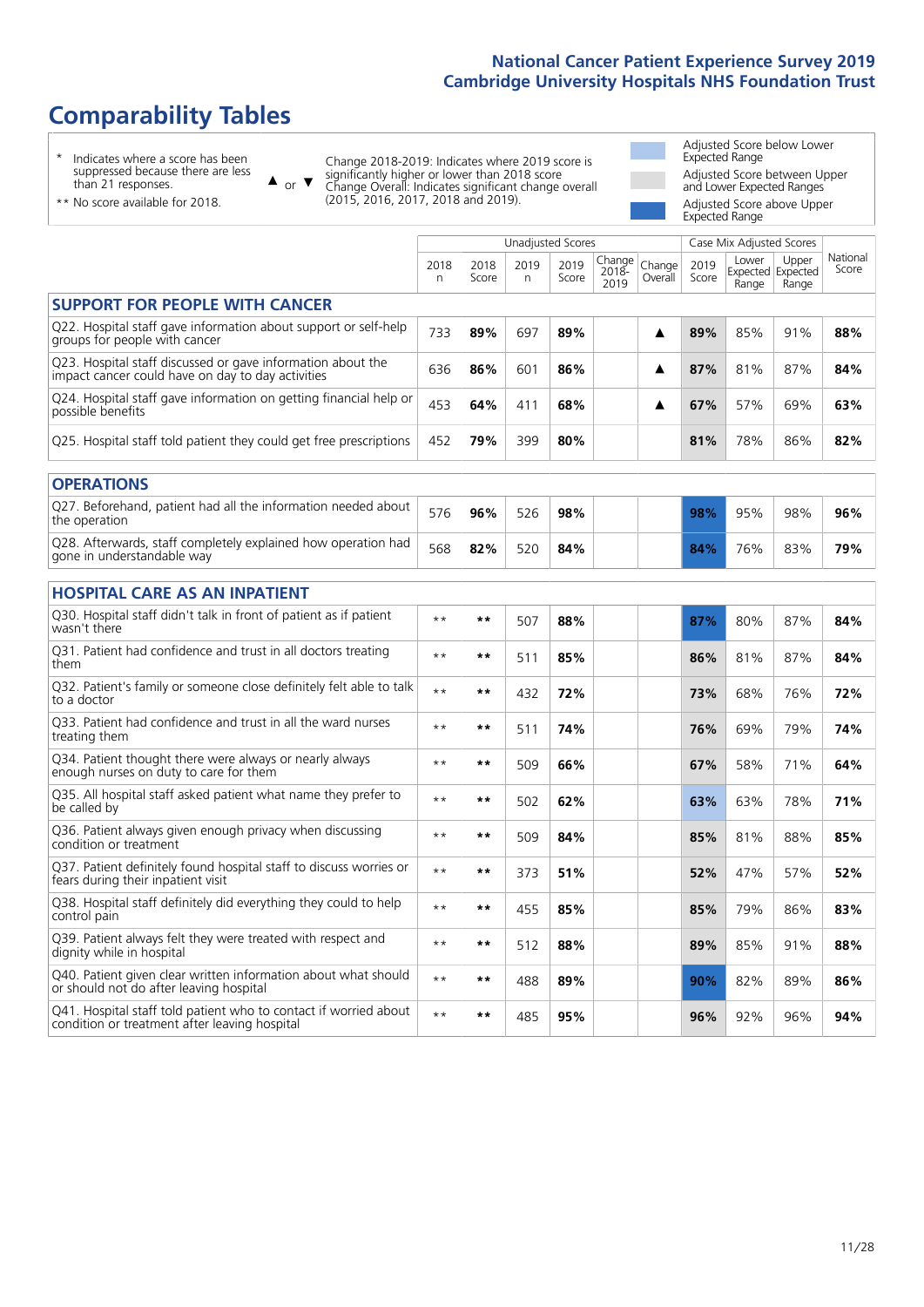# Comparability Tables

- \* Indicates where a score has been suppressed because there are less than 21 responses.
- \*\* No score available for 2018.

▲ or ▼ Change 2018-2019: Indicates where 2019 score is significantly higher or lower than 2018 score. Change Overall: Indicates significant change overall (2015, 2016, 2017, 2018 and 2019).

- Adjusted Score below Lower Expected Range
- Adjusted Score between Upper and Lower Expected Ranges
- Adjusted Score above Upper Expected Range

| | Unadjusted Scores | | | | | | Case Mix Adjusted Scores | | | |
|---|---|---|---|---|---|---|---|---|---|---|
| | 2018 n | 2018 Score | 2019 n | 2019 Score | Change 2018-2019 | Change Overall | 2019 Score | Lower Expected Range | Upper Expected Range | National Score |
| **SUPPORT FOR PEOPLE WITH CANCER** | | | | | | | | | | |
| Q22. Hospital staff gave information about support or self-help groups for people with cancer | 733 | **89%** | 697 | **89%** | | ▲ | **89%** | 85% | 91% | **88%** |
| Q23. Hospital staff discussed or gave information about the impact cancer could have on day to day activities | 636 | **86%** | 601 | **86%** | | ▲ | **87%** | 81% | 87% | **84%** |
| Q24. Hospital staff gave information on getting financial help or possible benefits | 453 | **64%** | 411 | **68%** | | ▲ | **67%** | 57% | 69% | **63%** |
| Q25. Hospital staff told patient they could get free prescriptions | 452 | **79%** | 399 | **80%** | | | **81%** | 78% | 86% | **82%** |
| **OPERATIONS** | | | | | | | | | | |
| Q27. Beforehand, patient had all the information needed about the operation | 576 | **96%** | 526 | **98%** | | | **98%** | 95% | 98% | **96%** |
| Q28. Afterwards, staff completely explained how operation had gone in understandable way | 568 | **82%** | 520 | **84%** | | | **84%** | 76% | 83% | **79%** |
| **HOSPITAL CARE AS AN INPATIENT** | | | | | | | | | | |
| Q30. Hospital staff didn't talk in front of patient as if patient wasn't there | ** | ** | 507 | **88%** | | | **87%** | 80% | 87% | **84%** |
| Q31. Patient had confidence and trust in all doctors treating them | ** | ** | 511 | **85%** | | | **86%** | 81% | 87% | **84%** |
| Q32. Patient's family or someone close definitely felt able to talk to a doctor | ** | ** | 432 | **72%** | | | **73%** | 68% | 76% | **72%** |
| Q33. Patient had confidence and trust in all the ward nurses treating them | ** | ** | 511 | **74%** | | | **76%** | 69% | 79% | **74%** |
| Q34. Patient thought there were always or nearly always enough nurses on duty to care for them | ** | ** | 509 | **66%** | | | **67%** | 58% | 71% | **64%** |
| Q35. All hospital staff asked patient what name they prefer to be called by | ** | ** | 502 | **62%** | | | **63%** | 63% | 78% | **71%** |
| Q36. Patient always given enough privacy when discussing condition or treatment | ** | ** | 509 | **84%** | | | **85%** | 81% | 88% | **85%** |
| Q37. Patient definitely found hospital staff to discuss worries or fears during their inpatient visit | ** | ** | 373 | **51%** | | | **52%** | 47% | 57% | **52%** |
| Q38. Hospital staff definitely did everything they could to help control pain | ** | ** | 455 | **85%** | | | **85%** | 79% | 86% | **83%** |
| Q39. Patient always felt they were treated with respect and dignity while in hospital | ** | ** | 512 | **88%** | | | **89%** | 85% | 91% | **88%** |
| Q40. Patient given clear written information about what should or should not do after leaving hospital | ** | ** | 488 | **89%** | | | **90%** | 82% | 89% | **86%** |
| Q41. Hospital staff told patient who to contact if worried about condition or treatment after leaving hospital | ** | ** | 485 | **95%** | | | **96%** | 92% | 96% | **94%** |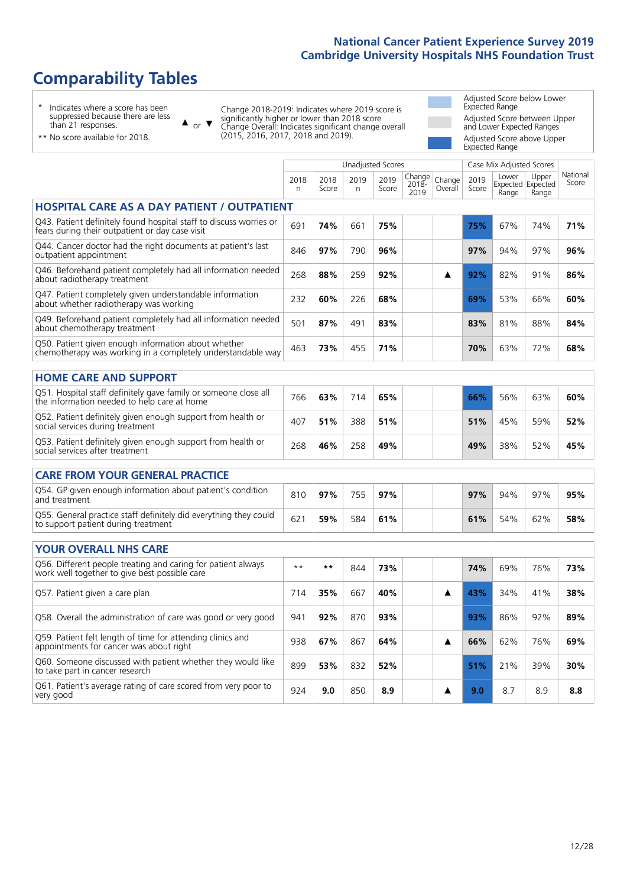# Comparability Tables

\* Indicates where a score has been suppressed because there are less than 21 responses.

\*\* No score available for 2018.

▲ or ▼ Change 2018-2019: Indicates where 2019 score is significantly higher or lower than 2018 score. Change Overall: Indicates significant change overall (2015, 2016, 2017, 2018 and 2019).

Adjusted Score below Lower Expected Range

Adjusted Score between Upper and Lower Expected Ranges

Adjusted Score above Upper Expected Range

| | Unadjusted Scores | | | | | | Case Mix Adjusted Scores | | | |
|---|---|---|---|---|---|---|---|---|---|---|
| | 2018 n | 2018 Score | 2019 n | 2019 Score | Change 2018-2019 | Change Overall | 2019 Score | Lower Expected Range | Upper Expected Range | National Score |
| **HOSPITAL CARE AS A DAY PATIENT / OUTPATIENT** | | | | | | | | | | |
| Q43. Patient definitely found hospital staff to discuss worries or fears during their outpatient or day case visit | 691 | **74%** | 661 | **75%** | | | **75%** | 67% | 74% | **71%** |
| Q44. Cancer doctor had the right documents at patient's last outpatient appointment | 846 | **97%** | 790 | **96%** | | | **97%** | 94% | 97% | **96%** |
| Q46. Beforehand patient completely had all information needed about radiotherapy treatment | 268 | **88%** | 259 | **92%** | | ▲ | **92%** | 82% | 91% | **86%** |
| Q47. Patient completely given understandable information about whether radiotherapy was working | 232 | **60%** | 226 | **68%** | | | **69%** | 53% | 66% | **60%** |
| Q49. Beforehand patient completely had all information needed about chemotherapy treatment | 501 | **87%** | 491 | **83%** | | | **83%** | 81% | 88% | **84%** |
| Q50. Patient given enough information about whether chemotherapy was working in a completely understandable way | 463 | **73%** | 455 | **71%** | | | **70%** | 63% | 72% | **68%** |
| **HOME CARE AND SUPPORT** | | | | | | | | | | |
| Q51. Hospital staff definitely gave family or someone close all the information needed to help care at home | 766 | **63%** | 714 | **65%** | | | **66%** | 56% | 63% | **60%** |
| Q52. Patient definitely given enough support from health or social services during treatment | 407 | **51%** | 388 | **51%** | | | **51%** | 45% | 59% | **52%** |
| Q53. Patient definitely given enough support from health or social services after treatment | 268 | **46%** | 258 | **49%** | | | **49%** | 38% | 52% | **45%** |
| **CARE FROM YOUR GENERAL PRACTICE** | | | | | | | | | | |
| Q54. GP given enough information about patient's condition and treatment | 810 | **97%** | 755 | **97%** | | | **97%** | 94% | 97% | **95%** |
| Q55. General practice staff definitely did everything they could to support patient during treatment | 621 | **59%** | 584 | **61%** | | | **61%** | 54% | 62% | **58%** |
| **YOUR OVERALL NHS CARE** | | | | | | | | | | |
| Q56. Different people treating and caring for patient always work well together to give best possible care | ** | ** | 844 | **73%** | | | **74%** | 69% | 76% | **73%** |
| Q57. Patient given a care plan | 714 | **35%** | 667 | **40%** | | ▲ | **43%** | 34% | 41% | **38%** |
| Q58. Overall the administration of care was good or very good | 941 | **92%** | 870 | **93%** | | | **93%** | 86% | 92% | **89%** |
| Q59. Patient felt length of time for attending clinics and appointments for cancer was about right | 938 | **67%** | 867 | **64%** | | ▲ | **66%** | 62% | 76% | **69%** |
| Q60. Someone discussed with patient whether they would like to take part in cancer research | 899 | **53%** | 832 | **52%** | | | **51%** | 21% | 39% | **30%** |
| Q61. Patient's average rating of care scored from very poor to very good | 924 | **9.0** | 850 | **8.9** | | ▲ | **9.0** | 8.7 | 8.9 | **8.8** |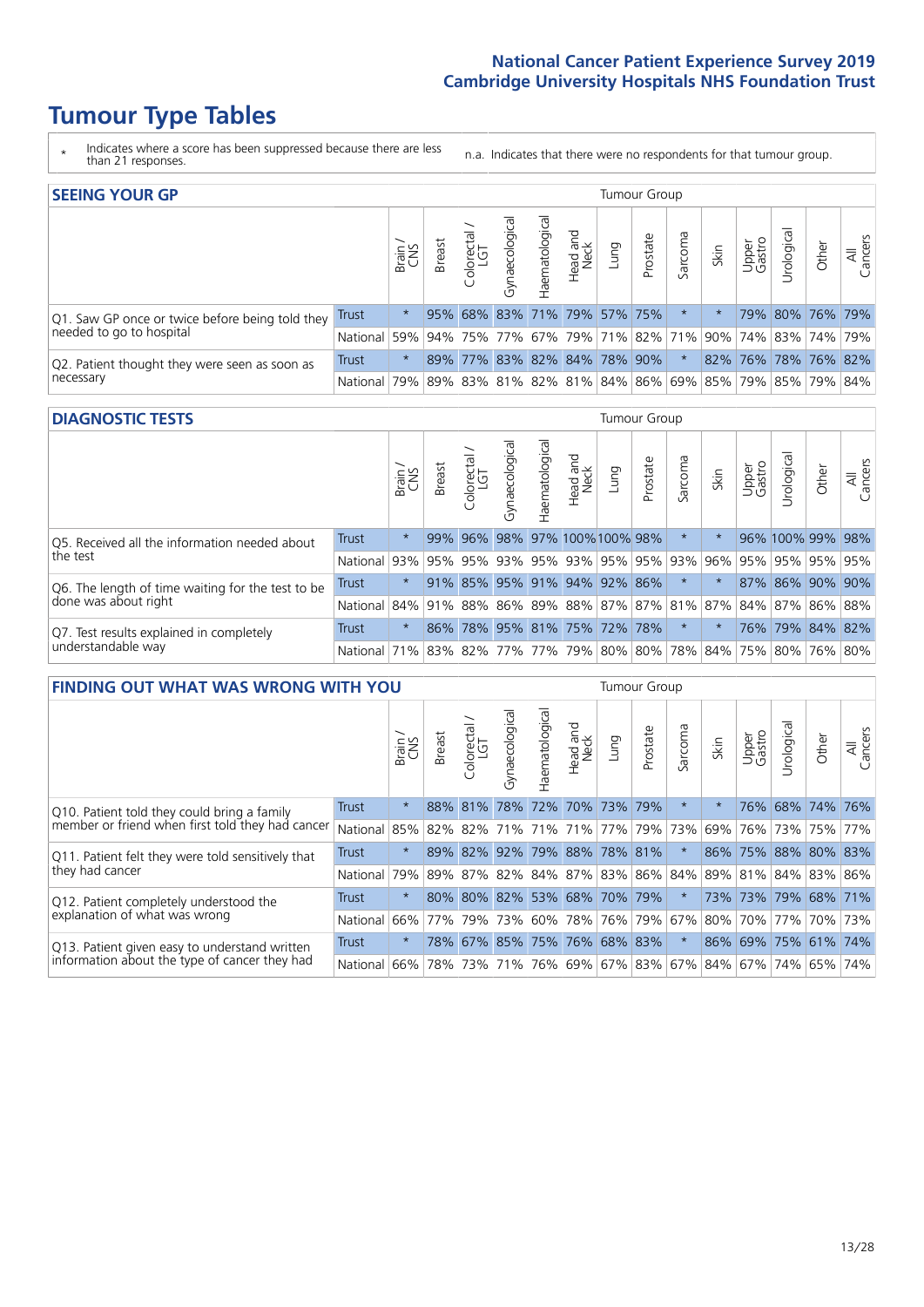# Tumour Type Tables

\* Indicates where a score has been suppressed because there are less than 21 responses.

n.a. Indicates that there were no respondents for that tumour group.

## SEEING YOUR GP

| | | Brain / CNS | Breast | Colorectal / LGT | Gynaecological | Haematological | Head and Neck | Lung | Prostate | Sarcoma | Skin | Upper Gastro | Urological | Other | All Cancers |
|---|---|---|---|---|---|---|---|---|---|---|---|---|---|---|---|
| Q1. Saw GP once or twice before being told they needed to go to hospital | Trust | * | 95% | 68% | 83% | 71% | 79% | 57% | 75% | * | * | 79% | 80% | 76% | 79% |
| | National | 59% | 94% | 75% | 77% | 67% | 79% | 71% | 82% | 71% | 90% | 74% | 83% | 74% | 79% |
| Q2. Patient thought they were seen as soon as necessary | Trust | * | 89% | 77% | 83% | 82% | 84% | 78% | 90% | * | 82% | 76% | 78% | 76% | 82% |
| | National | 79% | 89% | 83% | 81% | 82% | 81% | 84% | 86% | 69% | 85% | 79% | 85% | 79% | 84% |

## DIAGNOSTIC TESTS

| | | Brain / CNS | Breast | Colorectal / LGT | Gynaecological | Haematological | Head and Neck | Lung | Prostate | Sarcoma | Skin | Upper Gastro | Urological | Other | All Cancers |
|---|---|---|---|---|---|---|---|---|---|---|---|---|---|---|---|
| Q5. Received all the information needed about the test | Trust | * | 99% | 96% | 98% | 97% | 100% | 100% | 98% | * | * | 96% | 100% | 99% | 98% |
| | National | 93% | 95% | 95% | 93% | 95% | 93% | 95% | 95% | 93% | 96% | 95% | 95% | 95% | 95% |
| Q6. The length of time waiting for the test to be done was about right | Trust | * | 91% | 85% | 95% | 91% | 94% | 92% | 86% | * | * | 87% | 86% | 90% | 90% |
| | National | 84% | 91% | 88% | 86% | 89% | 88% | 87% | 87% | 81% | 87% | 84% | 87% | 86% | 88% |
| Q7. Test results explained in completely understandable way | Trust | * | 86% | 78% | 95% | 81% | 75% | 72% | 78% | * | * | 76% | 79% | 84% | 82% |
| | National | 71% | 83% | 82% | 77% | 77% | 79% | 80% | 80% | 78% | 84% | 75% | 80% | 76% | 80% |

## FINDING OUT WHAT WAS WRONG WITH YOU

| | | Brain / CNS | Breast | Colorectal / LGT | Gynaecological | Haematological | Head and Neck | Lung | Prostate | Sarcoma | Skin | Upper Gastro | Urological | Other | All Cancers |
|---|---|---|---|---|---|---|---|---|---|---|---|---|---|---|---|
| Q10. Patient told they could bring a family member or friend when first told they had cancer | Trust | * | 88% | 81% | 78% | 72% | 70% | 73% | 79% | * | * | 76% | 68% | 74% | 76% |
| | National | 85% | 82% | 82% | 71% | 71% | 71% | 77% | 79% | 73% | 69% | 76% | 73% | 75% | 77% |
| Q11. Patient felt they were told sensitively that they had cancer | Trust | * | 89% | 82% | 92% | 79% | 88% | 78% | 81% | * | 86% | 75% | 88% | 80% | 83% |
| | National | 79% | 89% | 87% | 82% | 84% | 87% | 83% | 86% | 84% | 89% | 81% | 84% | 83% | 86% |
| Q12. Patient completely understood the explanation of what was wrong | Trust | * | 80% | 80% | 82% | 53% | 68% | 70% | 79% | * | 73% | 73% | 79% | 68% | 71% |
| | National | 66% | 77% | 79% | 73% | 60% | 78% | 76% | 79% | 67% | 80% | 70% | 77% | 70% | 73% |
| Q13. Patient given easy to understand written information about the type of cancer they had | Trust | * | 78% | 67% | 85% | 75% | 76% | 68% | 83% | * | 86% | 69% | 75% | 61% | 74% |
| | National | 66% | 78% | 73% | 71% | 76% | 69% | 67% | 83% | 67% | 84% | 67% | 74% | 65% | 74% |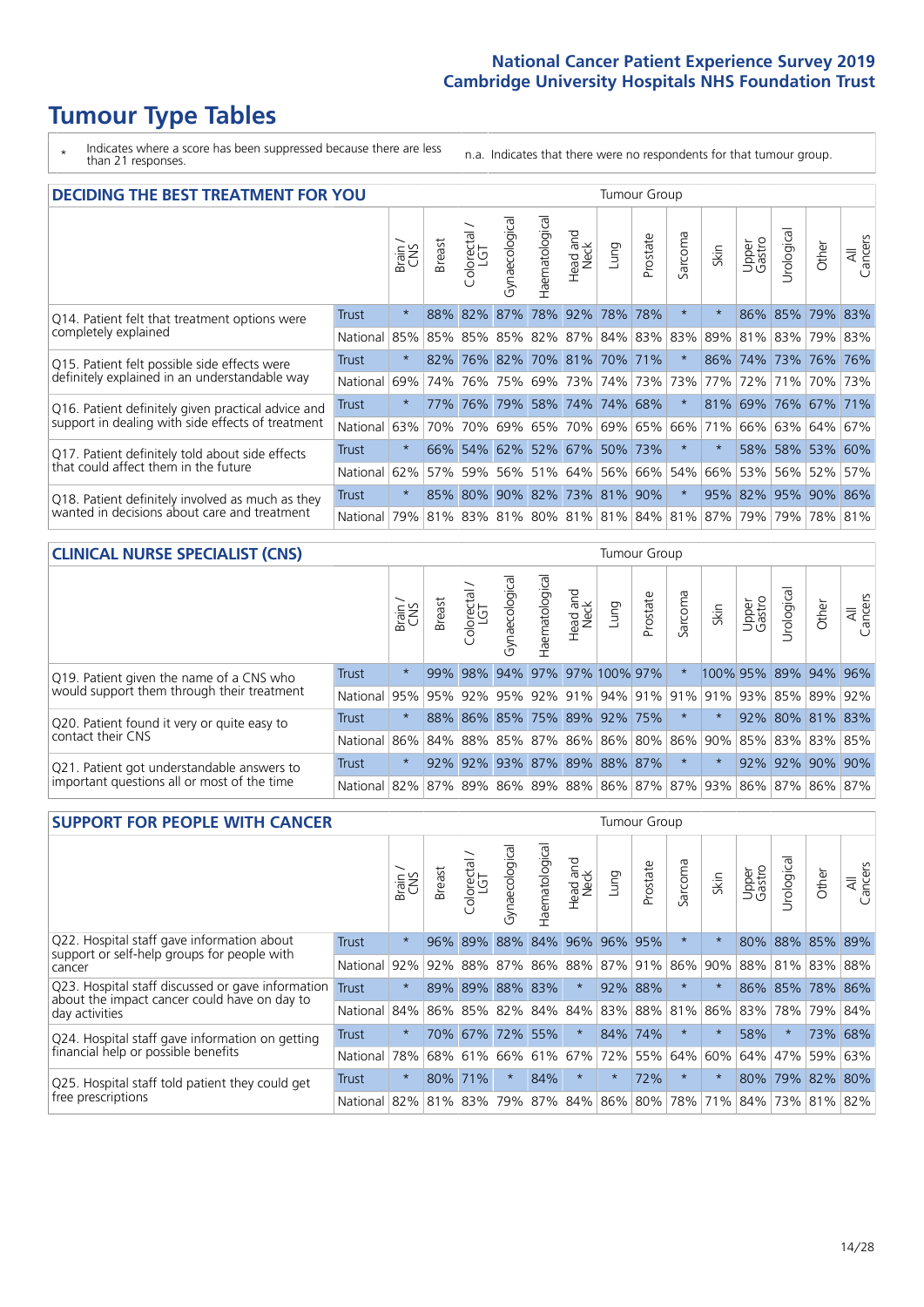# Tumour Type Tables

\* Indicates where a score has been suppressed because there are less than 21 responses.

n.a. Indicates that there were no respondents for that tumour group.

## DECIDING THE BEST TREATMENT FOR YOU

| | | Brain / CNS | Breast | Colorectal / LGT | Gynaecological | Haematological | Head and Neck | Lung | Prostate | Sarcoma | Skin | Upper Gastro | Urological | Other | All Cancers |
|---|---|---|---|---|---|---|---|---|---|---|---|---|---|---|---|
| Q14. Patient felt that treatment options were completely explained | Trust | * | 88% | 82% | 87% | 78% | 92% | 78% | 78% | * | * | 86% | 85% | 79% | 83% |
| | National | 85% | 85% | 85% | 85% | 82% | 87% | 84% | 83% | 83% | 89% | 81% | 83% | 79% | 83% |
| Q15. Patient felt possible side effects were definitely explained in an understandable way | Trust | * | 82% | 76% | 82% | 70% | 81% | 70% | 71% | * | 86% | 74% | 73% | 76% | 76% |
| | National | 69% | 74% | 76% | 75% | 69% | 73% | 74% | 73% | 73% | 77% | 72% | 71% | 70% | 73% |
| Q16. Patient definitely given practical advice and support in dealing with side effects of treatment | Trust | * | 77% | 76% | 79% | 58% | 74% | 74% | 68% | * | 81% | 69% | 76% | 67% | 71% |
| | National | 63% | 70% | 70% | 69% | 65% | 70% | 69% | 65% | 66% | 71% | 66% | 63% | 64% | 67% |
| Q17. Patient definitely told about side effects that could affect them in the future | Trust | * | 66% | 54% | 62% | 52% | 67% | 50% | 73% | * | * | 58% | 58% | 53% | 60% |
| | National | 62% | 57% | 59% | 56% | 51% | 64% | 56% | 66% | 54% | 66% | 53% | 56% | 52% | 57% |
| Q18. Patient definitely involved as much as they wanted in decisions about care and treatment | Trust | * | 85% | 80% | 90% | 82% | 73% | 81% | 90% | * | 95% | 82% | 95% | 90% | 86% |
| | National | 79% | 81% | 83% | 81% | 80% | 81% | 81% | 84% | 81% | 87% | 79% | 79% | 78% | 81% |

## CLINICAL NURSE SPECIALIST (CNS)

| | | Brain / CNS | Breast | Colorectal / LGT | Gynaecological | Haematological | Head and Neck | Lung | Prostate | Sarcoma | Skin | Upper Gastro | Urological | Other | All Cancers |
|---|---|---|---|---|---|---|---|---|---|---|---|---|---|---|---|
| Q19. Patient given the name of a CNS who would support them through their treatment | Trust | * | 99% | 98% | 94% | 97% | 97% | 100% | 97% | * | 100% | 95% | 89% | 94% | 96% |
| | National | 95% | 95% | 92% | 95% | 92% | 91% | 94% | 91% | 91% | 91% | 93% | 85% | 89% | 92% |
| Q20. Patient found it very or quite easy to contact their CNS | Trust | * | 88% | 86% | 85% | 75% | 89% | 92% | 75% | * | * | 92% | 80% | 81% | 83% |
| | National | 86% | 84% | 88% | 85% | 87% | 86% | 86% | 80% | 86% | 90% | 85% | 83% | 83% | 85% |
| Q21. Patient got understandable answers to important questions all or most of the time | Trust | * | 92% | 92% | 93% | 87% | 89% | 88% | 87% | * | * | 92% | 92% | 90% | 90% |
| | National | 82% | 87% | 89% | 86% | 89% | 88% | 86% | 87% | 87% | 93% | 86% | 87% | 86% | 87% |

## SUPPORT FOR PEOPLE WITH CANCER

| | | Brain / CNS | Breast | Colorectal / LGT | Gynaecological | Haematological | Head and Neck | Lung | Prostate | Sarcoma | Skin | Upper Gastro | Urological | Other | All Cancers |
|---|---|---|---|---|---|---|---|---|---|---|---|---|---|---|---|
| Q22. Hospital staff gave information about support or self-help groups for people with cancer | Trust | * | 96% | 89% | 88% | 84% | 96% | 96% | 95% | * | * | 80% | 88% | 85% | 89% |
| | National | 92% | 92% | 88% | 87% | 86% | 88% | 87% | 91% | 86% | 90% | 88% | 81% | 83% | 88% |
| Q23. Hospital staff discussed or gave information about the impact cancer could have on day to day activities | Trust | * | 89% | 89% | 88% | 83% | * | 92% | 88% | * | * | 86% | 85% | 78% | 86% |
| | National | 84% | 86% | 85% | 82% | 84% | 84% | 83% | 88% | 81% | 86% | 83% | 78% | 79% | 84% |
| Q24. Hospital staff gave information on getting financial help or possible benefits | Trust | * | 70% | 67% | 72% | 55% | * | 84% | 74% | * | * | 58% | * | 73% | 68% |
| | National | 78% | 68% | 61% | 66% | 61% | 67% | 72% | 55% | 64% | 60% | 64% | 47% | 59% | 63% |
| Q25. Hospital staff told patient they could get free prescriptions | Trust | * | 80% | 71% | * | 84% | * | * | 72% | * | * | 80% | 79% | 82% | 80% |
| | National | 82% | 81% | 83% | 79% | 87% | 84% | 86% | 80% | 78% | 71% | 84% | 73% | 81% | 82% |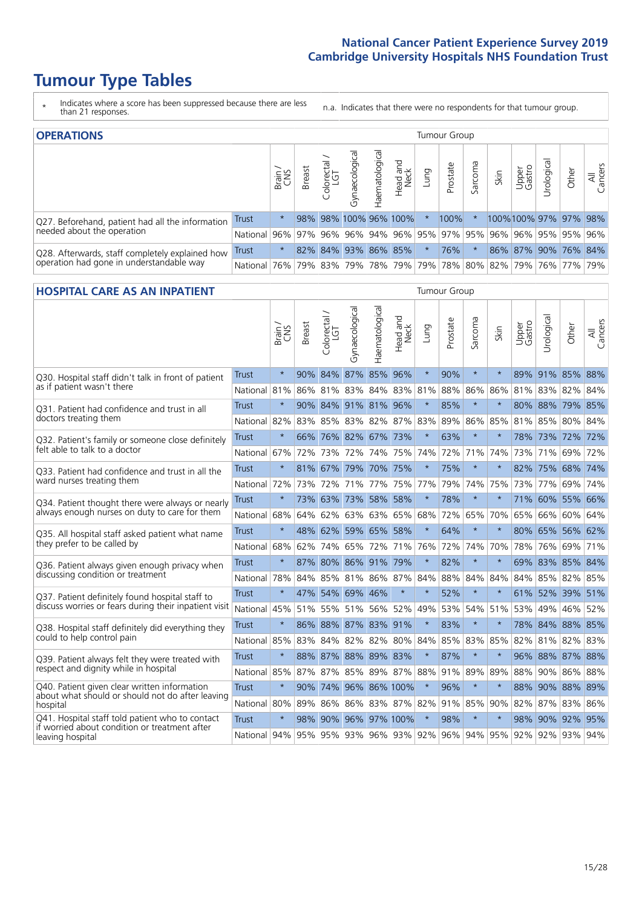# Tumour Type Tables

\* Indicates where a score has been suppressed because there are less than 21 responses.

n.a. Indicates that there were no respondents for that tumour group.

## OPERATIONS

| | | Brain / CNS | Breast | Colorectal / LGT | Gynaecological | Haematological | Head and Neck | Lung | Prostate | Sarcoma | Skin | Upper Gastro | Urological | Other | All Cancers |
|---|---|---|---|---|---|---|---|---|---|---|---|---|---|---|---|
| Q27. Beforehand, patient had all the information needed about the operation | Trust | * | 98% | 98% | 100% | 96% | 100% | * | 100% | * | 100% | 100% | 97% | 97% | 98% |
| | National | 96% | 97% | 96% | 96% | 94% | 96% | 95% | 97% | 95% | 96% | 96% | 95% | 95% | 96% |
| Q28. Afterwards, staff completely explained how operation had gone in understandable way | Trust | * | 82% | 84% | 93% | 86% | 85% | * | 76% | * | 86% | 87% | 90% | 76% | 84% |
| | National | 76% | 79% | 83% | 79% | 78% | 79% | 79% | 78% | 80% | 82% | 79% | 76% | 77% | 79% |

## HOSPITAL CARE AS AN INPATIENT

| | | Brain / CNS | Breast | Colorectal / LGT | Gynaecological | Haematological | Head and Neck | Lung | Prostate | Sarcoma | Skin | Upper Gastro | Urological | Other | All Cancers |
|---|---|---|---|---|---|---|---|---|---|---|---|---|---|---|---|
| Q30. Hospital staff didn't talk in front of patient as if patient wasn't there | Trust | * | 90% | 84% | 87% | 85% | 96% | * | 90% | * | * | 89% | 91% | 85% | 88% |
| | National | 81% | 86% | 81% | 83% | 84% | 83% | 81% | 88% | 86% | 86% | 81% | 83% | 82% | 84% |
| Q31. Patient had confidence and trust in all doctors treating them | Trust | * | 90% | 84% | 91% | 81% | 96% | * | 85% | * | * | 80% | 88% | 79% | 85% |
| | National | 82% | 83% | 85% | 83% | 82% | 87% | 83% | 89% | 86% | 85% | 81% | 85% | 80% | 84% |
| Q32. Patient's family or someone close definitely felt able to talk to a doctor | Trust | * | 66% | 76% | 82% | 67% | 73% | * | 63% | * | * | 78% | 73% | 72% | 72% |
| | National | 67% | 72% | 73% | 72% | 74% | 75% | 74% | 72% | 71% | 74% | 73% | 71% | 69% | 72% |
| Q33. Patient had confidence and trust in all the ward nurses treating them | Trust | * | 81% | 67% | 79% | 70% | 75% | * | 75% | * | * | 82% | 75% | 68% | 74% |
| | National | 72% | 73% | 72% | 71% | 77% | 75% | 77% | 79% | 74% | 75% | 73% | 77% | 69% | 74% |
| Q34. Patient thought there were always or nearly always enough nurses on duty to care for them | Trust | * | 73% | 63% | 73% | 58% | 58% | * | 78% | * | * | 71% | 60% | 55% | 66% |
| | National | 68% | 64% | 62% | 63% | 63% | 65% | 68% | 72% | 65% | 70% | 65% | 66% | 60% | 64% |
| Q35. All hospital staff asked patient what name they prefer to be called by | Trust | * | 48% | 62% | 59% | 65% | 58% | * | 64% | * | * | 80% | 65% | 56% | 62% |
| | National | 68% | 62% | 74% | 65% | 72% | 71% | 76% | 72% | 74% | 70% | 78% | 76% | 69% | 71% |
| Q36. Patient always given enough privacy when discussing condition or treatment | Trust | * | 87% | 80% | 86% | 91% | 79% | * | 82% | * | * | 69% | 83% | 85% | 84% |
| | National | 78% | 84% | 85% | 81% | 86% | 87% | 84% | 88% | 84% | 84% | 84% | 85% | 82% | 85% |
| Q37. Patient definitely found hospital staff to discuss worries or fears during their inpatient visit | Trust | * | 47% | 54% | 69% | 46% | * | * | 52% | * | * | 61% | 52% | 39% | 51% |
| | National | 45% | 51% | 55% | 51% | 56% | 52% | 49% | 53% | 54% | 51% | 53% | 49% | 46% | 52% |
| Q38. Hospital staff definitely did everything they could to help control pain | Trust | * | 86% | 88% | 87% | 83% | 91% | * | 83% | * | * | 78% | 84% | 88% | 85% |
| | National | 85% | 83% | 84% | 82% | 82% | 80% | 84% | 85% | 83% | 85% | 82% | 81% | 82% | 83% |
| Q39. Patient always felt they were treated with respect and dignity while in hospital | Trust | * | 88% | 87% | 88% | 89% | 83% | * | 87% | * | * | 96% | 88% | 87% | 88% |
| | National | 85% | 87% | 87% | 85% | 89% | 87% | 88% | 91% | 89% | 89% | 88% | 90% | 86% | 88% |
| Q40. Patient given clear written information about what should or should not do after leaving hospital | Trust | * | 90% | 74% | 96% | 86% | 100% | * | 96% | * | * | 88% | 90% | 88% | 89% |
| | National | 80% | 89% | 86% | 86% | 83% | 87% | 82% | 91% | 85% | 90% | 82% | 87% | 83% | 86% |
| Q41. Hospital staff told patient who to contact if worried about condition or treatment after leaving hospital | Trust | * | 98% | 90% | 96% | 97% | 100% | * | 98% | * | * | 98% | 90% | 92% | 95% |
| | National | 94% | 95% | 95% | 93% | 96% | 93% | 92% | 96% | 94% | 95% | 92% | 92% | 93% | 94% |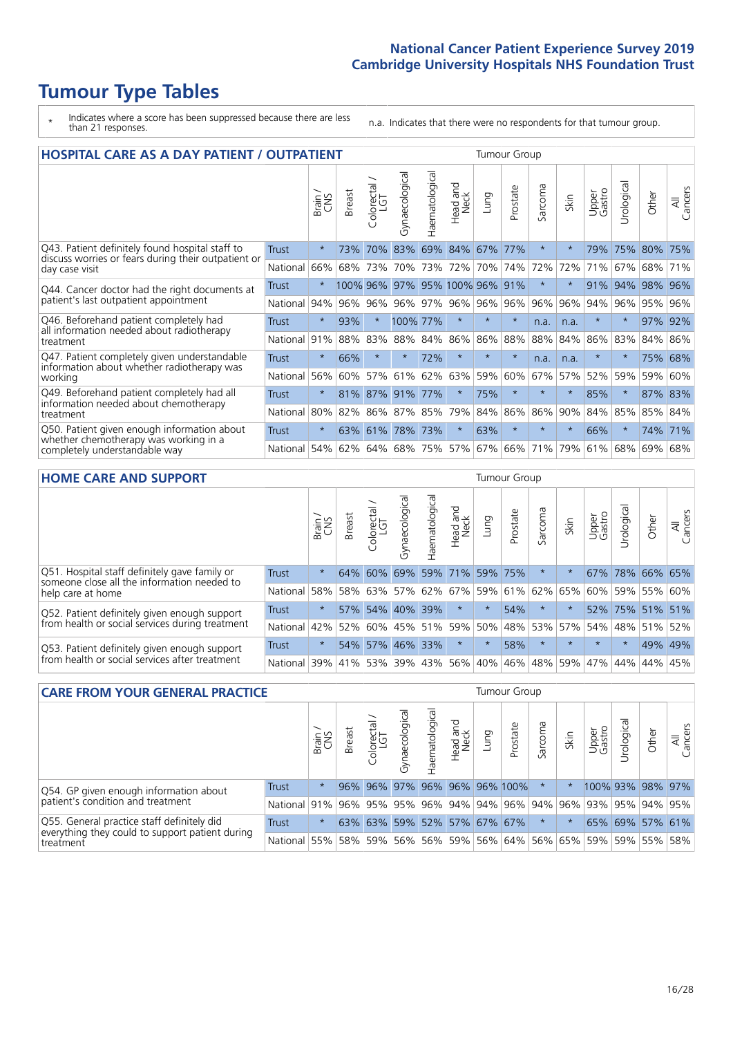# Tumour Type Tables

- \* Indicates where a score has been suppressed because there are less than 21 responses.
- n.a. Indicates that there were no respondents for that tumour group.

## HOSPITAL CARE AS A DAY PATIENT / OUTPATIENT

| | | Brain / CNS | Breast | Colorectal / LGT | Gynaecological | Haematological | Head and Neck | Lung | Prostate | Sarcoma | Skin | Upper Gastro | Urological | Other | All Cancers |
|---|---|---|---|---|---|---|---|---|---|---|---|---|---|---|---|
| Q43. Patient definitely found hospital staff to discuss worries or fears during their outpatient or day case visit | Trust | * | 73% | 70% | 83% | 69% | 84% | 67% | 77% | * | * | 79% | 75% | 80% | 75% |
| | National | 66% | 68% | 73% | 70% | 73% | 72% | 70% | 74% | 72% | 72% | 71% | 67% | 68% | 71% |
| Q44. Cancer doctor had the right documents at patient's last outpatient appointment | Trust | * | 100% | 96% | 97% | 95% | 100% | 96% | 91% | * | * | 91% | 94% | 98% | 96% |
| | National | 94% | 96% | 96% | 96% | 97% | 96% | 96% | 96% | 96% | 96% | 94% | 96% | 95% | 96% |
| Q46. Beforehand patient completely had all information needed about radiotherapy treatment | Trust | * | 93% | * | 100% | 77% | * | * | * | n.a. | n.a. | * | * | 97% | 92% |
| | National | 91% | 88% | 83% | 88% | 84% | 86% | 86% | 88% | 88% | 84% | 86% | 83% | 84% | 86% |
| Q47. Patient completely given understandable information about whether radiotherapy was working | Trust | * | 66% | * | * | 72% | * | * | * | n.a. | n.a. | * | * | 75% | 68% |
| | National | 56% | 60% | 57% | 61% | 62% | 63% | 59% | 60% | 67% | 57% | 52% | 59% | 59% | 60% |
| Q49. Beforehand patient completely had all information needed about chemotherapy treatment | Trust | * | 81% | 87% | 91% | 77% | * | 75% | * | * | * | 85% | * | 87% | 83% |
| | National | 80% | 82% | 86% | 87% | 85% | 79% | 84% | 86% | 86% | 90% | 84% | 85% | 85% | 84% |
| Q50. Patient given enough information about whether chemotherapy was working in a completely understandable way | Trust | * | 63% | 61% | 78% | 73% | * | 63% | * | * | * | 66% | * | 74% | 71% |
| | National | 54% | 62% | 64% | 68% | 75% | 57% | 67% | 66% | 71% | 79% | 61% | 68% | 69% | 68% |

## HOME CARE AND SUPPORT

| | | Brain / CNS | Breast | Colorectal / LGT | Gynaecological | Haematological | Head and Neck | Lung | Prostate | Sarcoma | Skin | Upper Gastro | Urological | Other | All Cancers |
|---|---|---|---|---|---|---|---|---|---|---|---|---|---|---|---|
| Q51. Hospital staff definitely gave family or someone close all the information needed to help care at home | Trust | * | 64% | 60% | 69% | 59% | 71% | 59% | 75% | * | * | 67% | 78% | 66% | 65% |
| | National | 58% | 58% | 63% | 57% | 62% | 67% | 59% | 61% | 62% | 65% | 60% | 59% | 55% | 60% |
| Q52. Patient definitely given enough support from health or social services during treatment | Trust | * | 57% | 54% | 40% | 39% | * | * | 54% | * | * | 52% | 75% | 51% | 51% |
| | National | 42% | 52% | 60% | 45% | 51% | 59% | 50% | 48% | 53% | 57% | 54% | 48% | 51% | 52% |
| Q53. Patient definitely given enough support from health or social services after treatment | Trust | * | 54% | 57% | 46% | 33% | * | * | 58% | * | * | * | * | 49% | 49% |
| | National | 39% | 41% | 53% | 39% | 43% | 56% | 40% | 46% | 48% | 59% | 47% | 44% | 44% | 45% |

## CARE FROM YOUR GENERAL PRACTICE

| | | Brain / CNS | Breast | Colorectal / LGT | Gynaecological | Haematological | Head and Neck | Lung | Prostate | Sarcoma | Skin | Upper Gastro | Urological | Other | All Cancers |
|---|---|---|---|---|---|---|---|---|---|---|---|---|---|---|---|
| Q54. GP given enough information about patient's condition and treatment | Trust | * | 96% | 96% | 97% | 96% | 96% | 96% | 100% | * | * | 100% | 93% | 98% | 97% |
| | National | 91% | 96% | 95% | 95% | 96% | 94% | 94% | 96% | 94% | 96% | 93% | 95% | 94% | 95% |
| Q55. General practice staff definitely did everything they could to support patient during treatment | Trust | * | 63% | 63% | 59% | 52% | 57% | 67% | 67% | * | * | 65% | 69% | 57% | 61% |
| | National | 55% | 58% | 59% | 56% | 56% | 59% | 56% | 64% | 56% | 65% | 59% | 59% | 55% | 58% |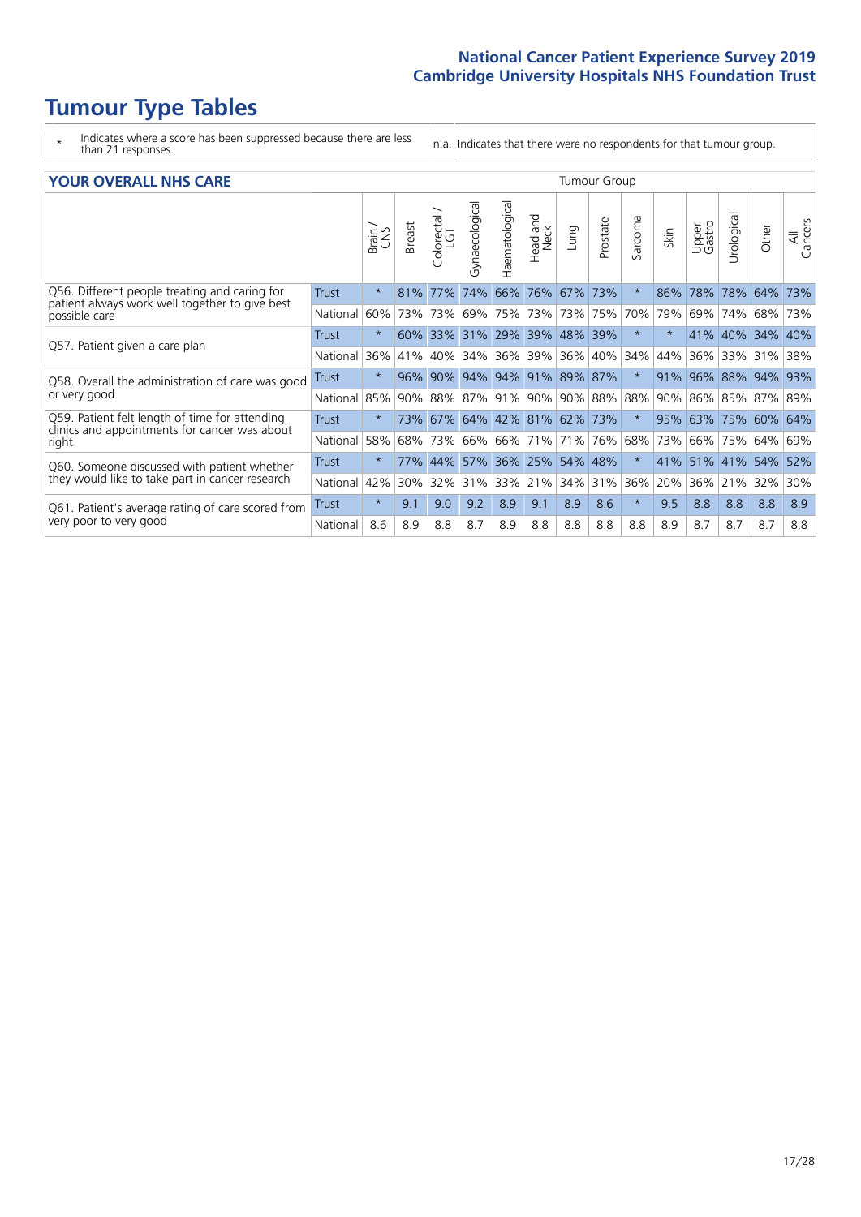# Tumour Type Tables

\* Indicates where a score has been suppressed because there are less than 21 responses.

n.a. Indicates that there were no respondents for that tumour group.

## YOUR OVERALL NHS CARE

| | | Brain / CNS | Breast | Colorectal / LGT | Gynaecological | Haematological | Head and Neck | Lung | Prostate | Sarcoma | Skin | Upper Gastro | Urological | Other | All Cancers |
|---|---|---|---|---|---|---|---|---|---|---|---|---|---|---|---|
| Q56. Different people treating and caring for patient always work well together to give best possible care | Trust | * | 81% | 77% | 74% | 66% | 76% | 67% | 73% | * | 86% | 78% | 78% | 64% | 73% |
| | National | 60% | 73% | 73% | 69% | 75% | 73% | 73% | 75% | 70% | 79% | 69% | 74% | 68% | 73% |
| Q57. Patient given a care plan | Trust | * | 60% | 33% | 31% | 29% | 39% | 48% | 39% | * | * | 41% | 40% | 34% | 40% |
| | National | 36% | 41% | 40% | 34% | 36% | 39% | 36% | 40% | 34% | 44% | 36% | 33% | 31% | 38% |
| Q58. Overall the administration of care was good or very good | Trust | * | 96% | 90% | 94% | 94% | 91% | 89% | 87% | * | 91% | 96% | 88% | 94% | 93% |
| | National | 85% | 90% | 88% | 87% | 91% | 90% | 90% | 88% | 88% | 90% | 86% | 85% | 87% | 89% |
| Q59. Patient felt length of time for attending clinics and appointments for cancer was about right | Trust | * | 73% | 67% | 64% | 42% | 81% | 62% | 73% | * | 95% | 63% | 75% | 60% | 64% |
| | National | 58% | 68% | 73% | 66% | 66% | 71% | 71% | 76% | 68% | 73% | 66% | 75% | 64% | 69% |
| Q60. Someone discussed with patient whether they would like to take part in cancer research | Trust | * | 77% | 44% | 57% | 36% | 25% | 54% | 48% | * | 41% | 51% | 41% | 54% | 52% |
| | National | 42% | 30% | 32% | 31% | 33% | 21% | 34% | 31% | 36% | 20% | 36% | 21% | 32% | 30% |
| Q61. Patient's average rating of care scored from very poor to very good | Trust | * | 9.1 | 9.0 | 9.2 | 8.9 | 9.1 | 8.9 | 8.6 | * | 9.5 | 8.8 | 8.8 | 8.8 | 8.9 |
| | National | 8.6 | 8.9 | 8.8 | 8.7 | 8.9 | 8.8 | 8.8 | 8.8 | 8.8 | 8.9 | 8.7 | 8.7 | 8.7 | 8.8 |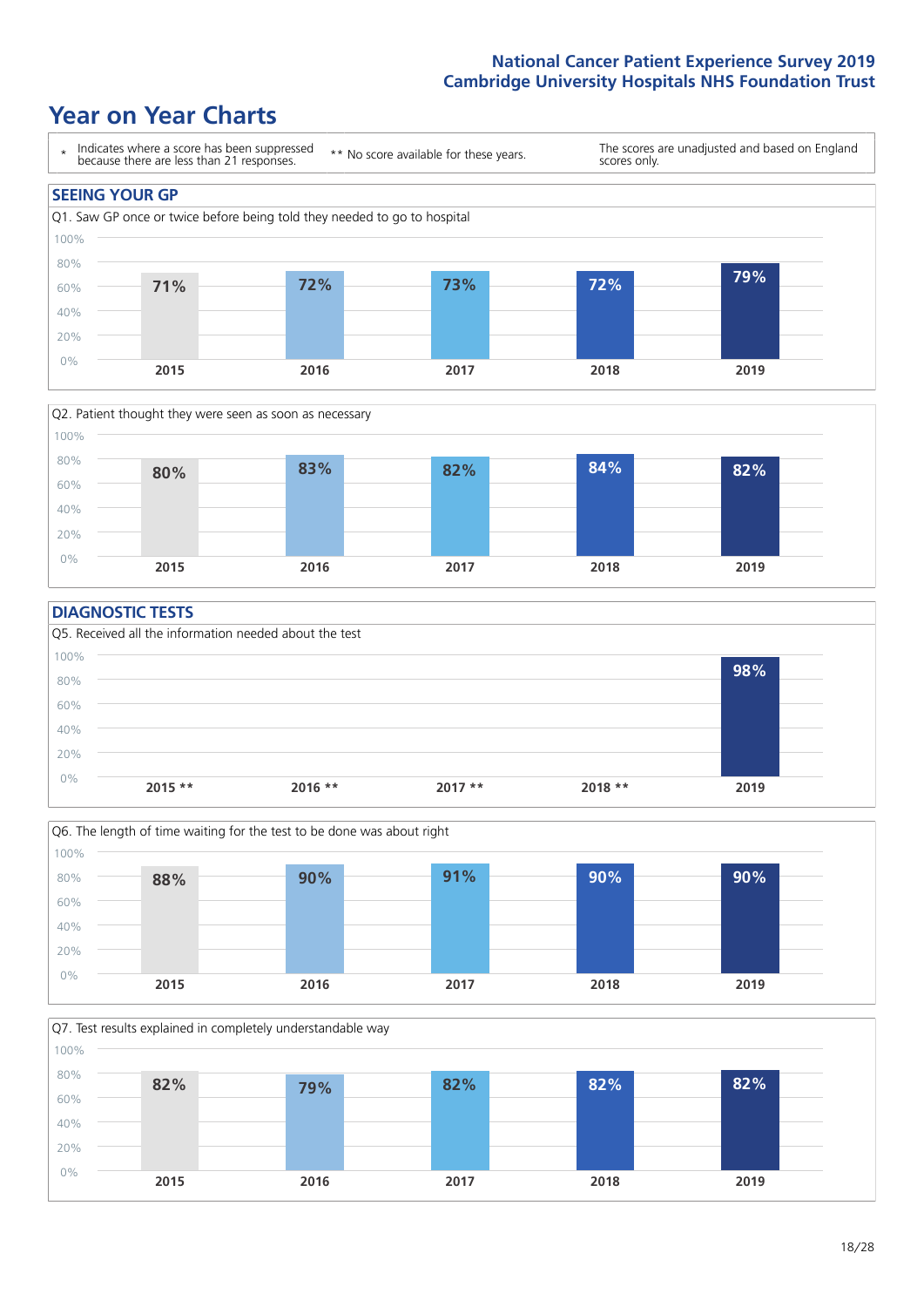# Year on Year Charts

\* Indicates where a score has been suppressed because there are less than 21 responses.

\*\* No score available for these years.

The scores are unadjusted and based on England scores only.

## SEEING YOUR GP

Q1. Saw GP once or twice before being told they needed to go to hospital

| 2015 | 2016 | 2017 | 2018 | 2019 |
|---|---|---|---|---|
| 71% | 72% | 73% | 72% | 79% |

Q2. Patient thought they were seen as soon as necessary

| 2015 | 2016 | 2017 | 2018 | 2019 |
|---|---|---|---|---|
| 80% | 83% | 82% | 84% | 82% |

## DIAGNOSTIC TESTS

Q5. Received all the information needed about the test

| 2015 ** | 2016 ** | 2017 ** | 2018 ** | 2019 |
|---|---|---|---|---|
| | | | | 98% |

Q6. The length of time waiting for the test to be done was about right

| 2015 | 2016 | 2017 | 2018 | 2019 |
|---|---|---|---|---|
| 88% | 90% | 91% | 90% | 90% |

Q7. Test results explained in completely understandable way

| 2015 | 2016 | 2017 | 2018 | 2019 |
|---|---|---|---|---|
| 82% | 79% | 82% | 82% | 82% |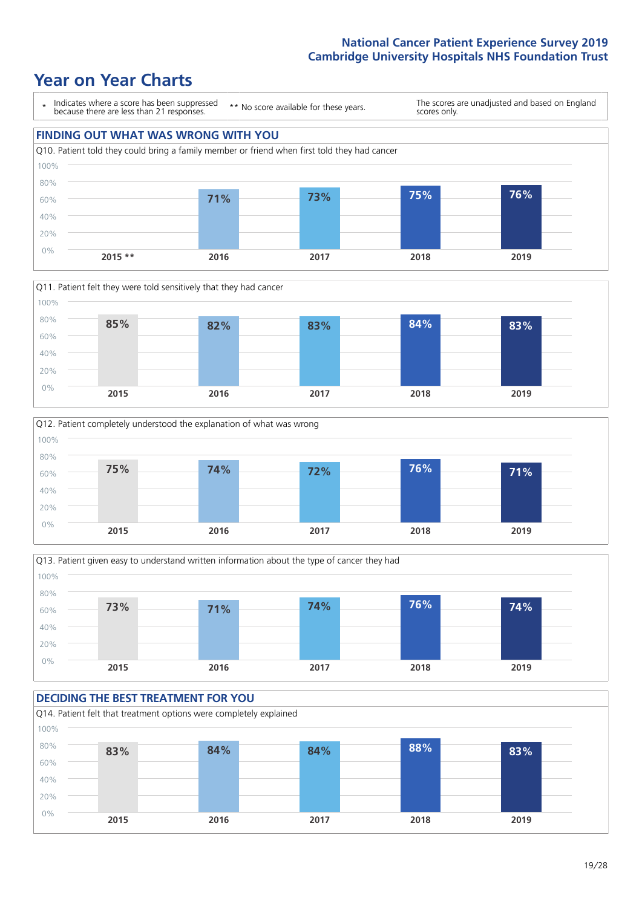# Year on Year Charts

\* Indicates where a score has been suppressed because there are less than 21 responses.

\*\* No score available for these years.

The scores are unadjusted and based on England scores only.

## FINDING OUT WHAT WAS WRONG WITH YOU

Q10. Patient told they could bring a family member or friend when first told they had cancer

| 2015 ** | 2016 | 2017 | 2018 | 2019 |
|---|---|---|---|---|
| | 71% | 73% | 75% | 76% |

Q11. Patient felt they were told sensitively that they had cancer

| 2015 | 2016 | 2017 | 2018 | 2019 |
|---|---|---|---|---|
| 85% | 82% | 83% | 84% | 83% |

Q12. Patient completely understood the explanation of what was wrong

| 2015 | 2016 | 2017 | 2018 | 2019 |
|---|---|---|---|---|
| 75% | 74% | 72% | 76% | 71% |

Q13. Patient given easy to understand written information about the type of cancer they had

| 2015 | 2016 | 2017 | 2018 | 2019 |
|---|---|---|---|---|
| 73% | 71% | 74% | 76% | 74% |

## DECIDING THE BEST TREATMENT FOR YOU

Q14. Patient felt that treatment options were completely explained

| 2015 | 2016 | 2017 | 2018 | 2019 |
|---|---|---|---|---|
| 83% | 84% | 84% | 88% | 83% |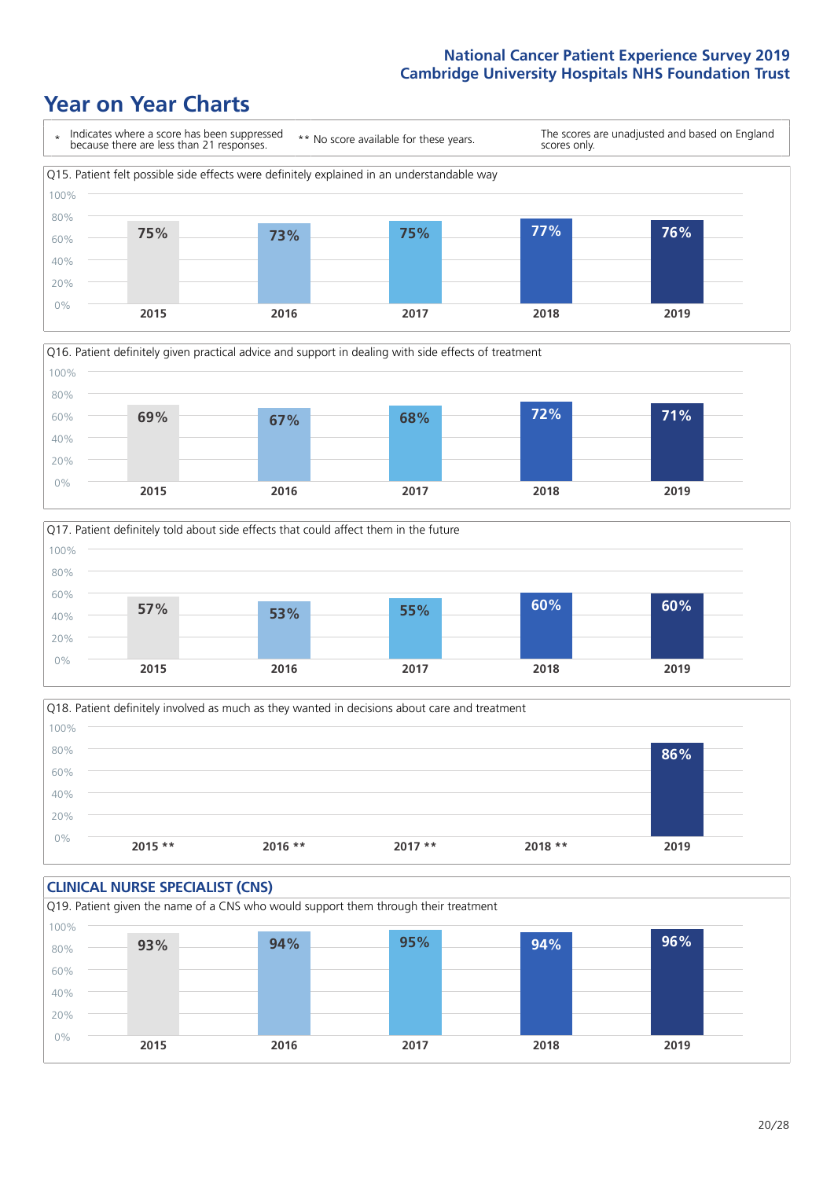National Cancer Patient Experience Survey 2019
Cambridge University Hospitals NHS Foundation Trust

# Year on Year Charts

\* Indicates where a score has been suppressed because there are less than 21 responses.

** No score available for these years.

The scores are unadjusted and based on England scores only.

Q15. Patient felt possible side effects were definitely explained in an understandable way

| 2015 | 2016 | 2017 | 2018 | 2019 |
|---|---|---|---|---|
| 75% | 73% | 75% | 77% | 76% |

Q16. Patient definitely given practical advice and support in dealing with side effects of treatment

| 2015 | 2016 | 2017 | 2018 | 2019 |
|---|---|---|---|---|
| 69% | 67% | 68% | 72% | 71% |

Q17. Patient definitely told about side effects that could affect them in the future

| 2015 | 2016 | 2017 | 2018 | 2019 |
|---|---|---|---|---|
| 57% | 53% | 55% | 60% | 60% |

Q18. Patient definitely involved as much as they wanted in decisions about care and treatment

| 2015 ** | 2016 ** | 2017 ** | 2018 ** | 2019 |
|---|---|---|---|---|
| | | | | 86% |

## CLINICAL NURSE SPECIALIST (CNS)

Q19. Patient given the name of a CNS who would support them through their treatment

| 2015 | 2016 | 2017 | 2018 | 2019 |
|---|---|---|---|---|
| 93% | 94% | 95% | 94% | 96% |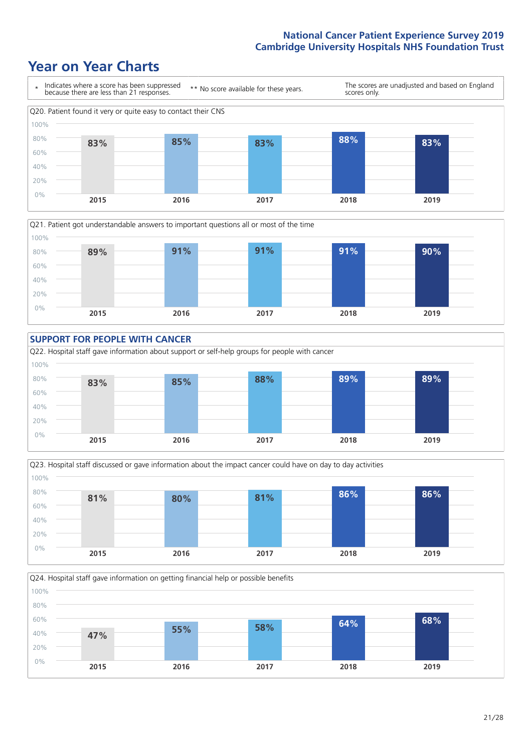# Year on Year Charts

\* Indicates where a score has been suppressed because there are less than 21 responses.

\*\* No score available for these years.

The scores are unadjusted and based on England scores only.

Q20. Patient found it very or quite easy to contact their CNS

| 2015 | 2016 | 2017 | 2018 | 2019 |
|---|---|---|---|---|
| 83% | 85% | 83% | 88% | 83% |

Q21. Patient got understandable answers to important questions all or most of the time

| 2015 | 2016 | 2017 | 2018 | 2019 |
|---|---|---|---|---|
| 89% | 91% | 91% | 91% | 90% |

## SUPPORT FOR PEOPLE WITH CANCER

Q22. Hospital staff gave information about support or self-help groups for people with cancer

| 2015 | 2016 | 2017 | 2018 | 2019 |
|---|---|---|---|---|
| 83% | 85% | 88% | 89% | 89% |

Q23. Hospital staff discussed or gave information about the impact cancer could have on day to day activities

| 2015 | 2016 | 2017 | 2018 | 2019 |
|---|---|---|---|---|
| 81% | 80% | 81% | 86% | 86% |

Q24. Hospital staff gave information on getting financial help or possible benefits

| 2015 | 2016 | 2017 | 2018 | 2019 |
|---|---|---|---|---|
| 47% | 55% | 58% | 64% | 68% |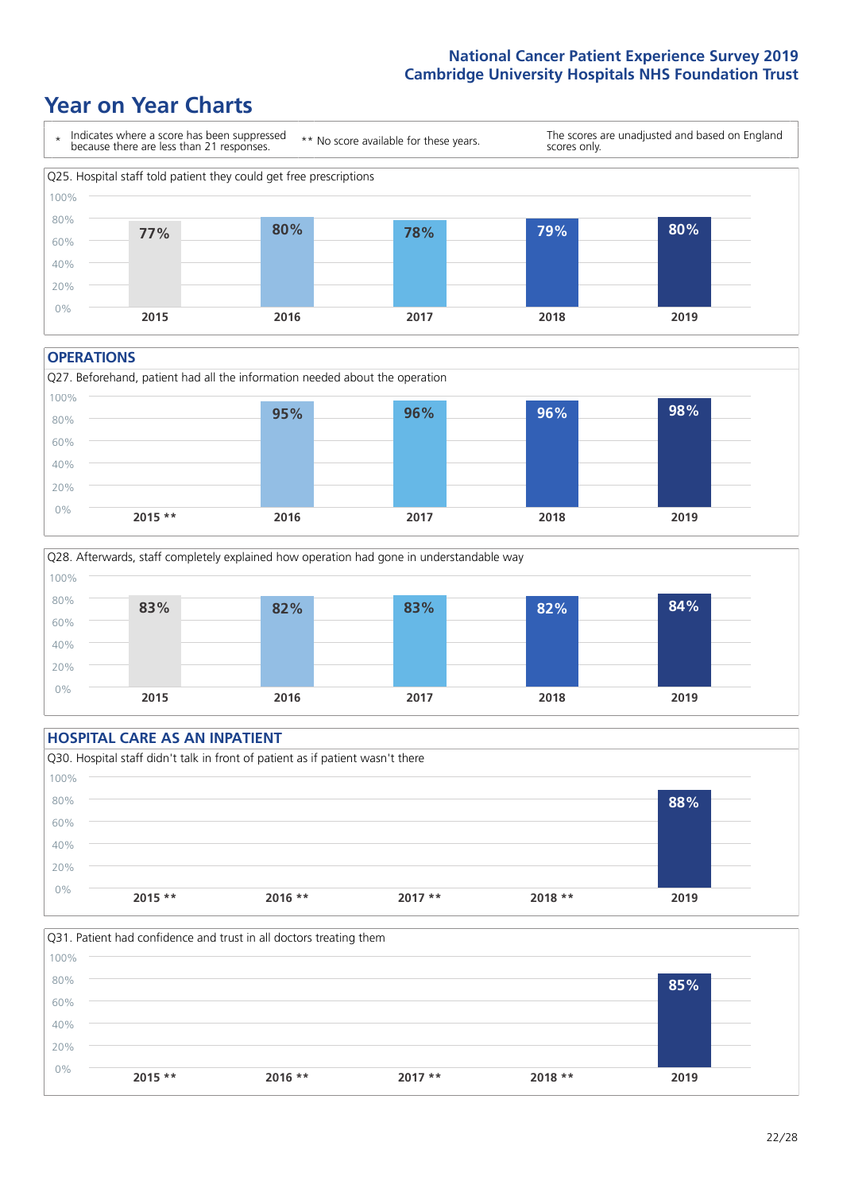# Year on Year Charts

- \* Indicates where a score has been suppressed because there are less than 21 responses.
- \*\* No score available for these years.
- The scores are unadjusted and based on England scores only.

Q25. Hospital staff told patient they could get free prescriptions

| 2015 | 2016 | 2017 | 2018 | 2019 |
|---|---|---|---|---|
| 77% | 80% | 78% | 79% | 80% |

## OPERATIONS

Q27. Beforehand, patient had all the information needed about the operation

| 2015 ** | 2016 | 2017 | 2018 | 2019 |
|---|---|---|---|---|
| | 95% | 96% | 96% | 98% |

Q28. Afterwards, staff completely explained how operation had gone in understandable way

| 2015 | 2016 | 2017 | 2018 | 2019 |
|---|---|---|---|---|
| 83% | 82% | 83% | 82% | 84% |

## HOSPITAL CARE AS AN INPATIENT

Q30. Hospital staff didn't talk in front of patient as if patient wasn't there

| 2015 ** | 2016 ** | 2017 ** | 2018 ** | 2019 |
|---|---|---|---|---|
| | | | | 88% |

Q31. Patient had confidence and trust in all doctors treating them

| 2015 ** | 2016 ** | 2017 ** | 2018 ** | 2019 |
|---|---|---|---|---|
| | | | | 85% |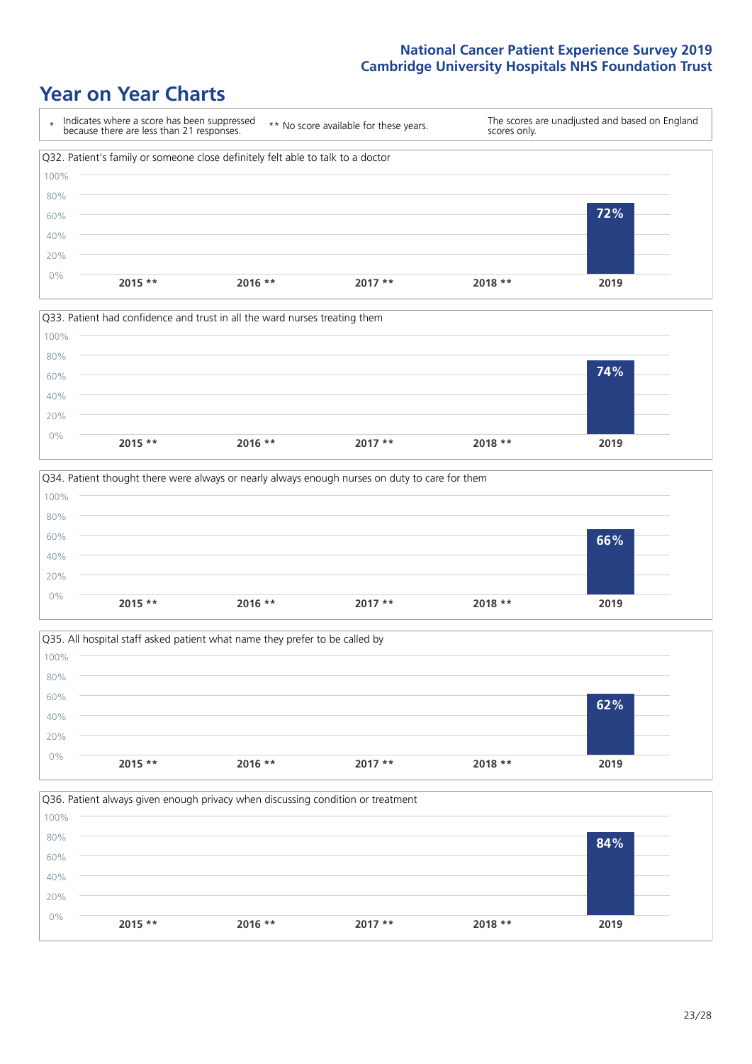# Year on Year Charts

| * Indicates where a score has been suppressed because there are less than 21 responses. | ** No score available for these years. | The scores are unadjusted and based on England scores only. |
|---|---|---|

Q32. Patient's family or someone close definitely felt able to talk to a doctor

| 2015 ** | 2016 ** | 2017 ** | 2018 ** | 2019 |
|---|---|---|---|---|
| | | | | 72% |

Q33. Patient had confidence and trust in all the ward nurses treating them

| 2015 ** | 2016 ** | 2017 ** | 2018 ** | 2019 |
|---|---|---|---|---|
| | | | | 74% |

Q34. Patient thought there were always or nearly always enough nurses on duty to care for them

| 2015 ** | 2016 ** | 2017 ** | 2018 ** | 2019 |
|---|---|---|---|---|
| | | | | 66% |

Q35. All hospital staff asked patient what name they prefer to be called by

| 2015 ** | 2016 ** | 2017 ** | 2018 ** | 2019 |
|---|---|---|---|---|
| | | | | 62% |

Q36. Patient always given enough privacy when discussing condition or treatment

| 2015 ** | 2016 ** | 2017 ** | 2018 ** | 2019 |
|---|---|---|---|---|
| | | | | 84% |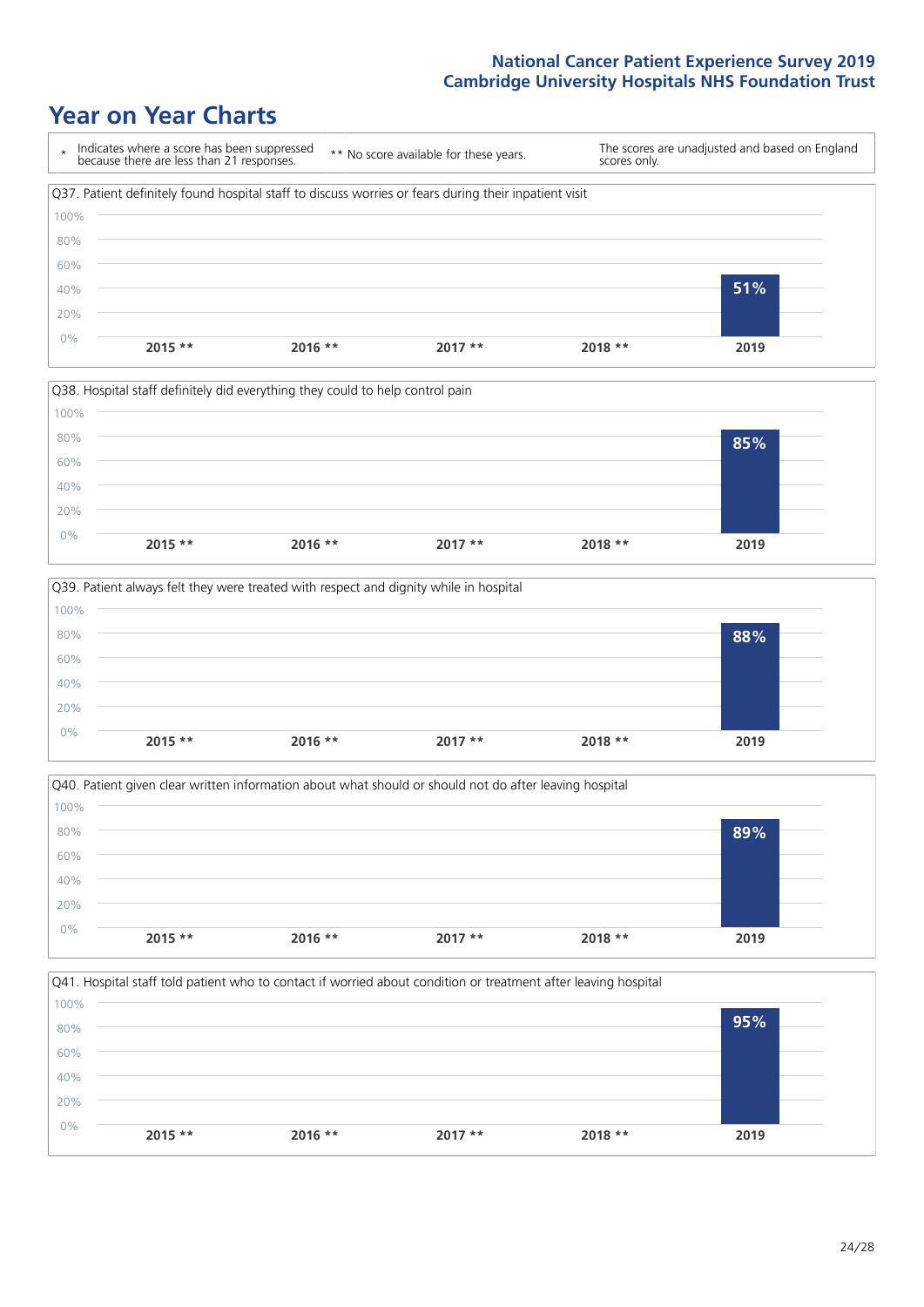# Year on Year Charts

\* Indicates where a score has been suppressed because there are less than 21 responses.

\*\* No score available for these years.

The scores are unadjusted and based on England scores only.

Q37. Patient definitely found hospital staff to discuss worries or fears during their inpatient visit

| 2015 ** | 2016 ** | 2017 ** | 2018 ** | 2019 |
|---|---|---|---|---|
| | | | | 51% |

Q38. Hospital staff definitely did everything they could to help control pain

| 2015 ** | 2016 ** | 2017 ** | 2018 ** | 2019 |
|---|---|---|---|---|
| | | | | 85% |

Q39. Patient always felt they were treated with respect and dignity while in hospital

| 2015 ** | 2016 ** | 2017 ** | 2018 ** | 2019 |
|---|---|---|---|---|
| | | | | 88% |

Q40. Patient given clear written information about what should or should not do after leaving hospital

| 2015 ** | 2016 ** | 2017 ** | 2018 ** | 2019 |
|---|---|---|---|---|
| | | | | 89% |

Q41. Hospital staff told patient who to contact if worried about condition or treatment after leaving hospital

| 2015 ** | 2016 ** | 2017 ** | 2018 ** | 2019 |
|---|---|---|---|---|
| | | | | 95% |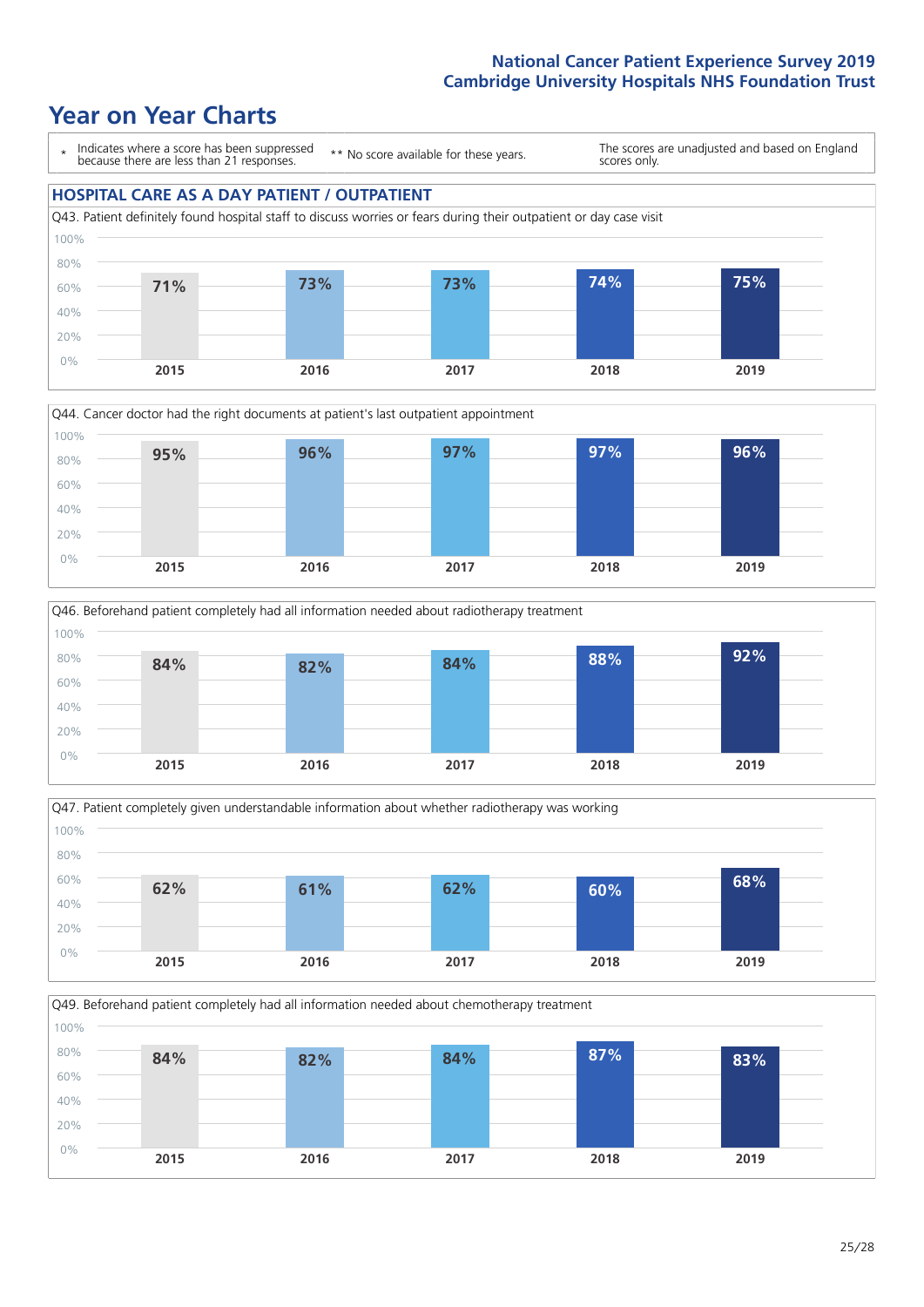# Year on Year Charts

\* Indicates where a score has been suppressed because there are less than 21 responses.

\*\* No score available for these years.

The scores are unadjusted and based on England scores only.

## HOSPITAL CARE AS A DAY PATIENT / OUTPATIENT

Q43. Patient definitely found hospital staff to discuss worries or fears during their outpatient or day case visit

| 2015 | 2016 | 2017 | 2018 | 2019 |
|---|---|---|---|---|
| 71% | 73% | 73% | 74% | 75% |

Q44. Cancer doctor had the right documents at patient's last outpatient appointment

| 2015 | 2016 | 2017 | 2018 | 2019 |
|---|---|---|---|---|
| 95% | 96% | 97% | 97% | 96% |

Q46. Beforehand patient completely had all information needed about radiotherapy treatment

| 2015 | 2016 | 2017 | 2018 | 2019 |
|---|---|---|---|---|
| 84% | 82% | 84% | 88% | 92% |

Q47. Patient completely given understandable information about whether radiotherapy was working

| 2015 | 2016 | 2017 | 2018 | 2019 |
|---|---|---|---|---|
| 62% | 61% | 62% | 60% | 68% |

Q49. Beforehand patient completely had all information needed about chemotherapy treatment

| 2015 | 2016 | 2017 | 2018 | 2019 |
|---|---|---|---|---|
| 84% | 82% | 84% | 87% | 83% |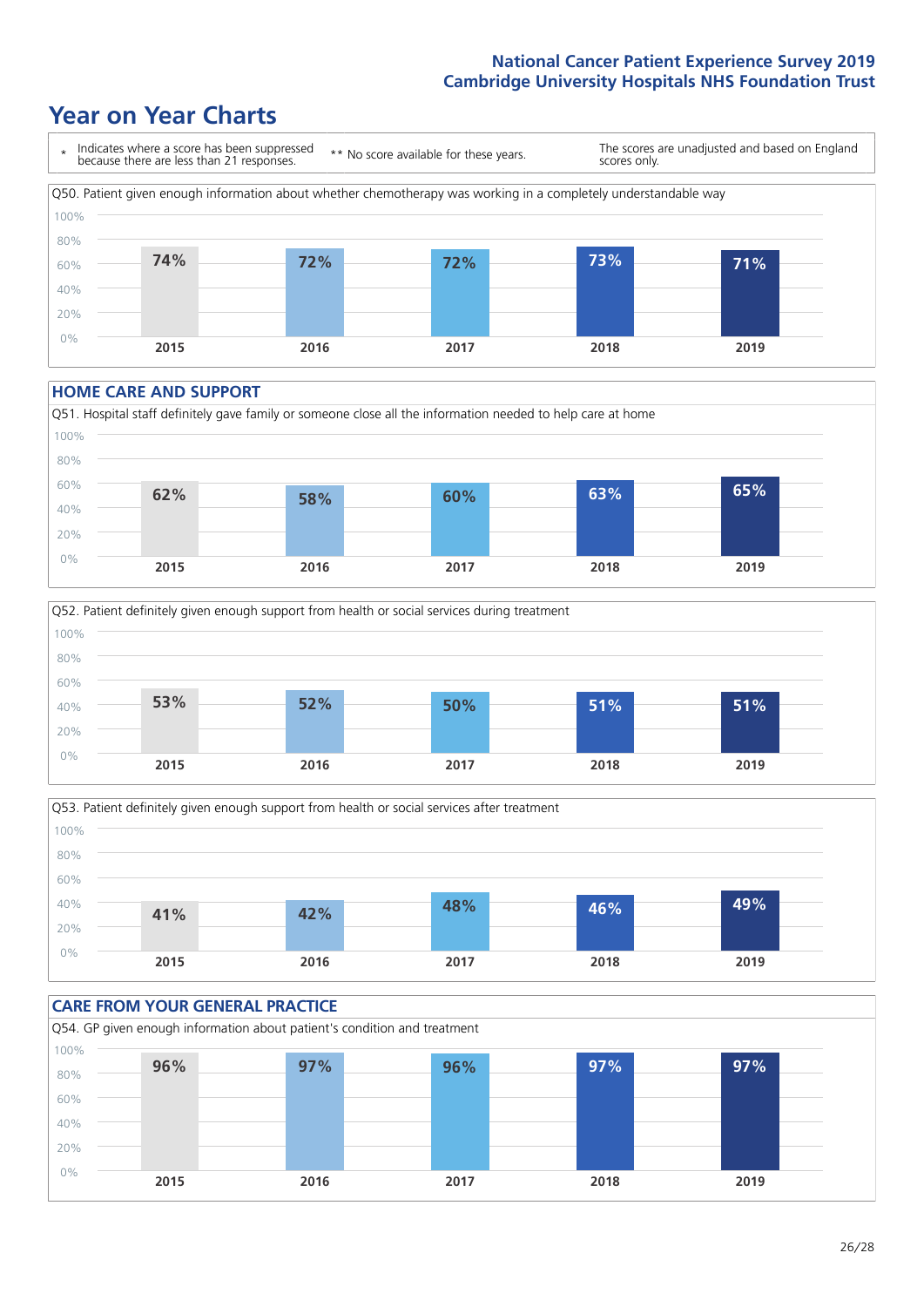# Year on Year Charts

\* Indicates where a score has been suppressed because there are less than 21 responses.

\*\* No score available for these years.

The scores are unadjusted and based on England scores only.

Q50. Patient given enough information about whether chemotherapy was working in a completely understandable way

| 2015 | 2016 | 2017 | 2018 | 2019 |
|---|---|---|---|---|
| 74% | 72% | 72% | 73% | 71% |

## HOME CARE AND SUPPORT

Q51. Hospital staff definitely gave family or someone close all the information needed to help care at home

| 2015 | 2016 | 2017 | 2018 | 2019 |
|---|---|---|---|---|
| 62% | 58% | 60% | 63% | 65% |

Q52. Patient definitely given enough support from health or social services during treatment

| 2015 | 2016 | 2017 | 2018 | 2019 |
|---|---|---|---|---|
| 53% | 52% | 50% | 51% | 51% |

Q53. Patient definitely given enough support from health or social services after treatment

| 2015 | 2016 | 2017 | 2018 | 2019 |
|---|---|---|---|---|
| 41% | 42% | 48% | 46% | 49% |

## CARE FROM YOUR GENERAL PRACTICE

Q54. GP given enough information about patient's condition and treatment

| 2015 | 2016 | 2017 | 2018 | 2019 |
|---|---|---|---|---|
| 96% | 97% | 96% | 97% | 97% |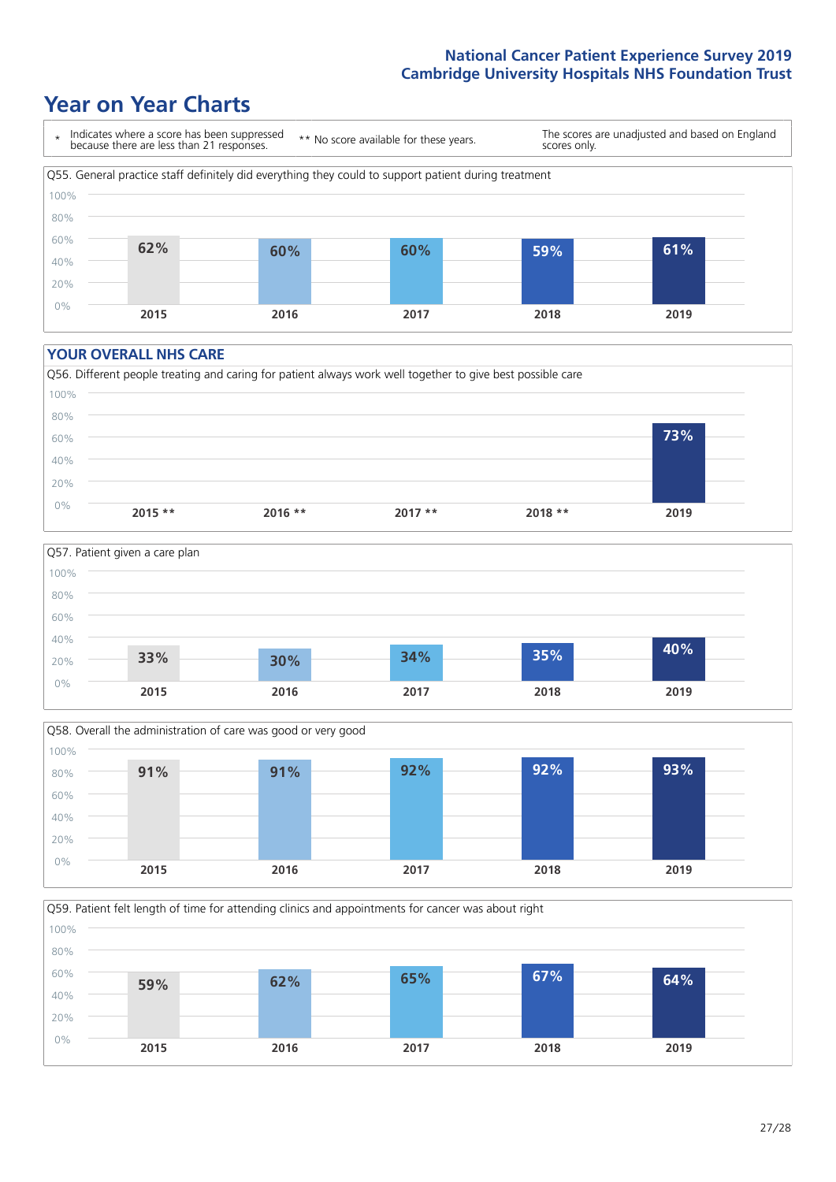# Year on Year Charts

\* Indicates where a score has been suppressed because there are less than 21 responses.

\*\* No score available for these years.

The scores are unadjusted and based on England scores only.

Q55. General practice staff definitely did everything they could to support patient during treatment

| 2015 | 2016 | 2017 | 2018 | 2019 |
|---|---|---|---|---|
| 62% | 60% | 60% | 59% | 61% |

## YOUR OVERALL NHS CARE

Q56. Different people treating and caring for patient always work well together to give best possible care

| 2015 ** | 2016 ** | 2017 ** | 2018 ** | 2019 |
|---|---|---|---|---|
| | | | | 73% |

Q57. Patient given a care plan

| 2015 | 2016 | 2017 | 2018 | 2019 |
|---|---|---|---|---|
| 33% | 30% | 34% | 35% | 40% |

Q58. Overall the administration of care was good or very good

| 2015 | 2016 | 2017 | 2018 | 2019 |
|---|---|---|---|---|
| 91% | 91% | 92% | 92% | 93% |

Q59. Patient felt length of time for attending clinics and appointments for cancer was about right

| 2015 | 2016 | 2017 | 2018 | 2019 |
|---|---|---|---|---|
| 59% | 62% | 65% | 67% | 64% |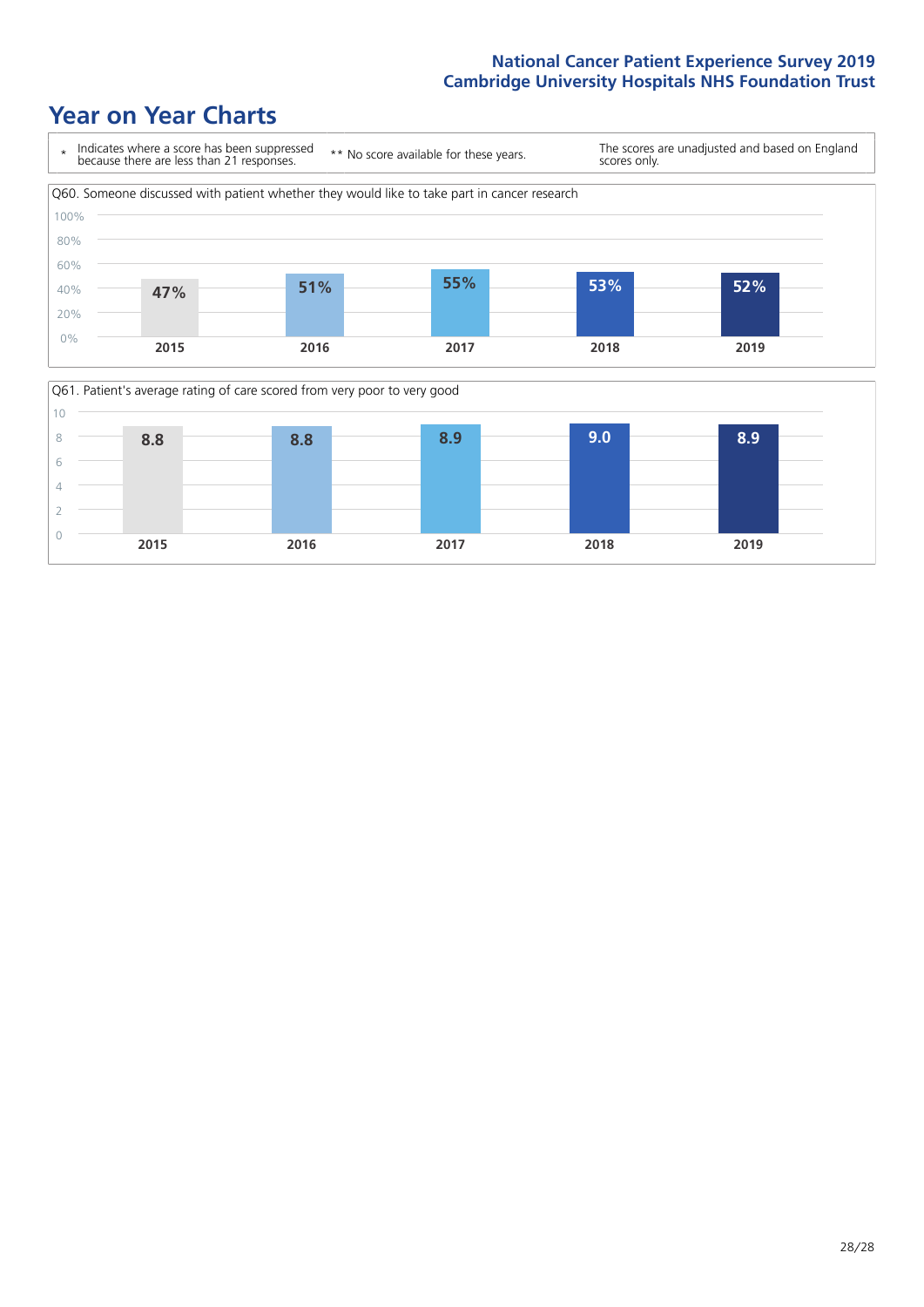# Year on Year Charts

\* Indicates where a score has been suppressed because there are less than 21 responses.

\*\* No score available for these years.

The scores are unadjusted and based on England scores only.

Q60. Someone discussed with patient whether they would like to take part in cancer research

100%
80%
60%
40%
20%
0%

47% 51% 55% 53% 52%

2015 2016 2017 2018 2019

Q61. Patient's average rating of care scored from very poor to very good

10
8
6
4
2
0

8.8 8.8 8.9 9.0 8.9

2015 2016 2017 2018 2019